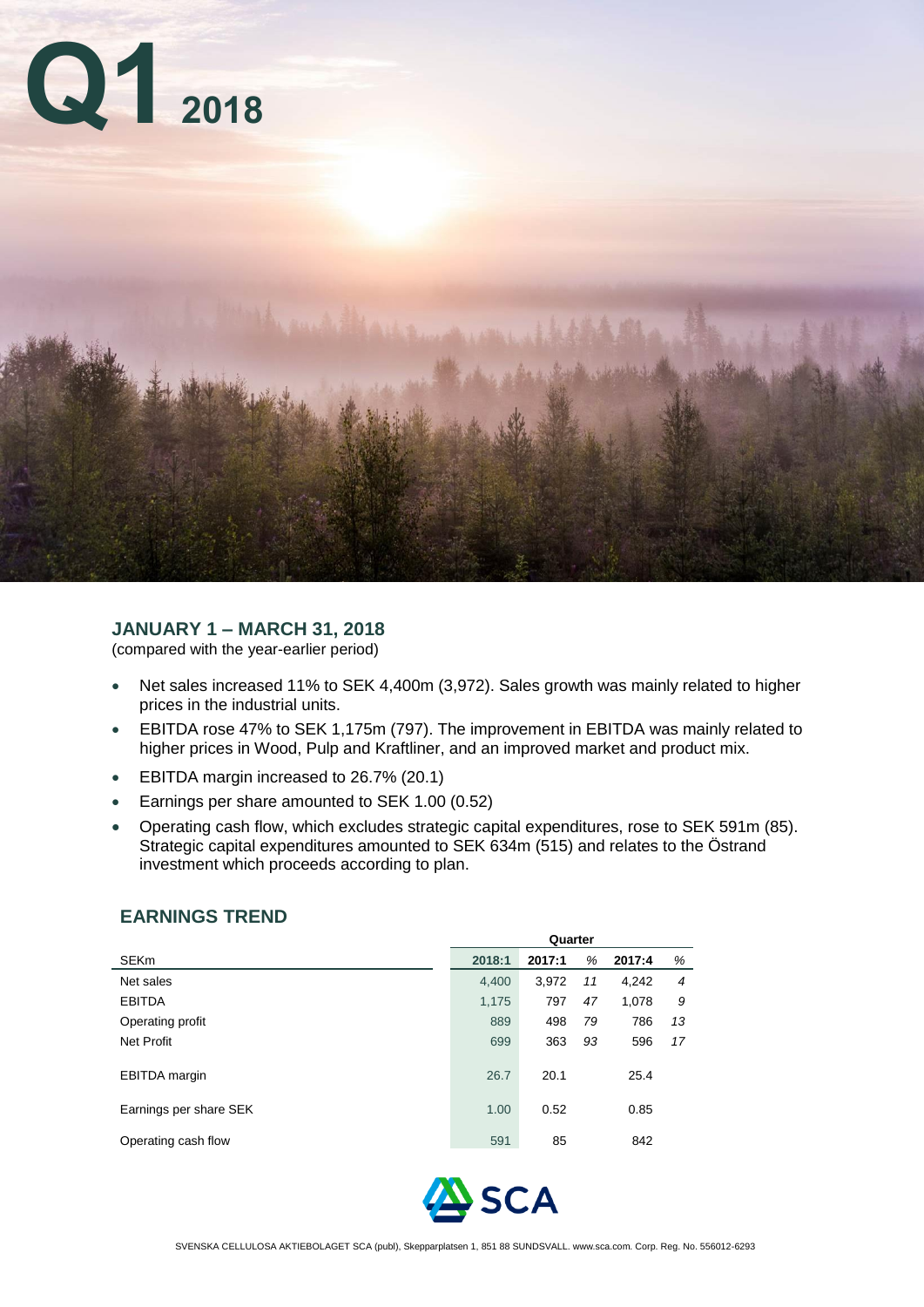# Q1 2018

## JANUARY 1 – MARCH 31, 2018

(compared with the year-earlier period)

- Net sales increased 11% to SEK 4,400m (3,972). Sales growth was mainly related to higher prices in the industrial units.
- EBITDA rose 47% to SEK 1,175m (797). The improvement in EBITDA was mainly related to higher prices in Wood, Pulp and Kraftliner, and an improved market and product mix.
- EBITDA margin increased to 26.7% (20.1)
- Earnings per share amounted to SEK 1.00 (0.52)
- Operating cash flow, which excludes strategic capital expenditures, rose to SEK 591m (85). Strategic capital expenditures amounted to SEK 634m (515) and relates to the Östrand investment which proceeds according to plan.

## EARNINGS TREND

| | Quarter | | | | |
|---|---|---|---|---|---|
| SEKm | 2018:1 | 2017:1 | % | 2017:4 | % |
| Net sales | 4,400 | 3,972 | 11 | 4,242 | 4 |
| EBITDA | 1,175 | 797 | 47 | 1,078 | 9 |
| Operating profit | 889 | 498 | 79 | 786 | 13 |
| Net Profit | 699 | 363 | 93 | 596 | 17 |
| EBITDA margin | 26.7 | 20.1 | | 25.4 | |
| Earnings per share SEK | 1.00 | 0.52 | | 0.85 | |
| Operating cash flow | 591 | 85 | | 842 | |

SCA

SVENSKA CELLULOSA AKTIEBOLAGET SCA (publ), Skepparplatsen 1, 851 88 SUNDSVALL. www.sca.com. Corp. Reg. No. 556012-6293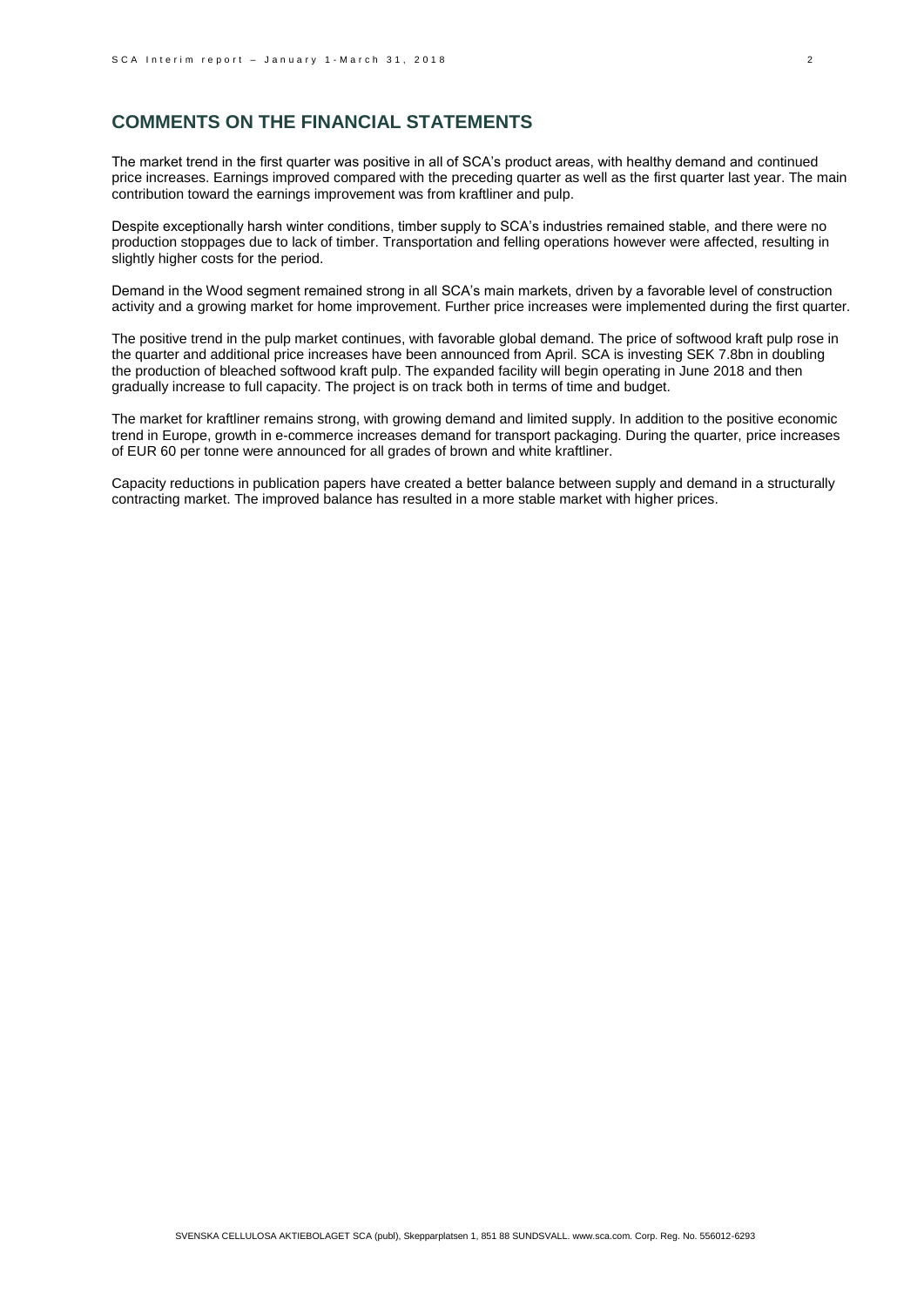## COMMENTS ON THE FINANCIAL STATEMENTS

The market trend in the first quarter was positive in all of SCA's product areas, with healthy demand and continued price increases. Earnings improved compared with the preceding quarter as well as the first quarter last year. The main contribution toward the earnings improvement was from kraftliner and pulp.

Despite exceptionally harsh winter conditions, timber supply to SCA's industries remained stable, and there were no production stoppages due to lack of timber. Transportation and felling operations however were affected, resulting in slightly higher costs for the period.

Demand in the Wood segment remained strong in all SCA's main markets, driven by a favorable level of construction activity and a growing market for home improvement. Further price increases were implemented during the first quarter.

The positive trend in the pulp market continues, with favorable global demand. The price of softwood kraft pulp rose in the quarter and additional price increases have been announced from April. SCA is investing SEK 7.8bn in doubling the production of bleached softwood kraft pulp. The expanded facility will begin operating in June 2018 and then gradually increase to full capacity. The project is on track both in terms of time and budget.

The market for kraftliner remains strong, with growing demand and limited supply. In addition to the positive economic trend in Europe, growth in e-commerce increases demand for transport packaging. During the quarter, price increases of EUR 60 per tonne were announced for all grades of brown and white kraftliner.

Capacity reductions in publication papers have created a better balance between supply and demand in a structurally contracting market. The improved balance has resulted in a more stable market with higher prices.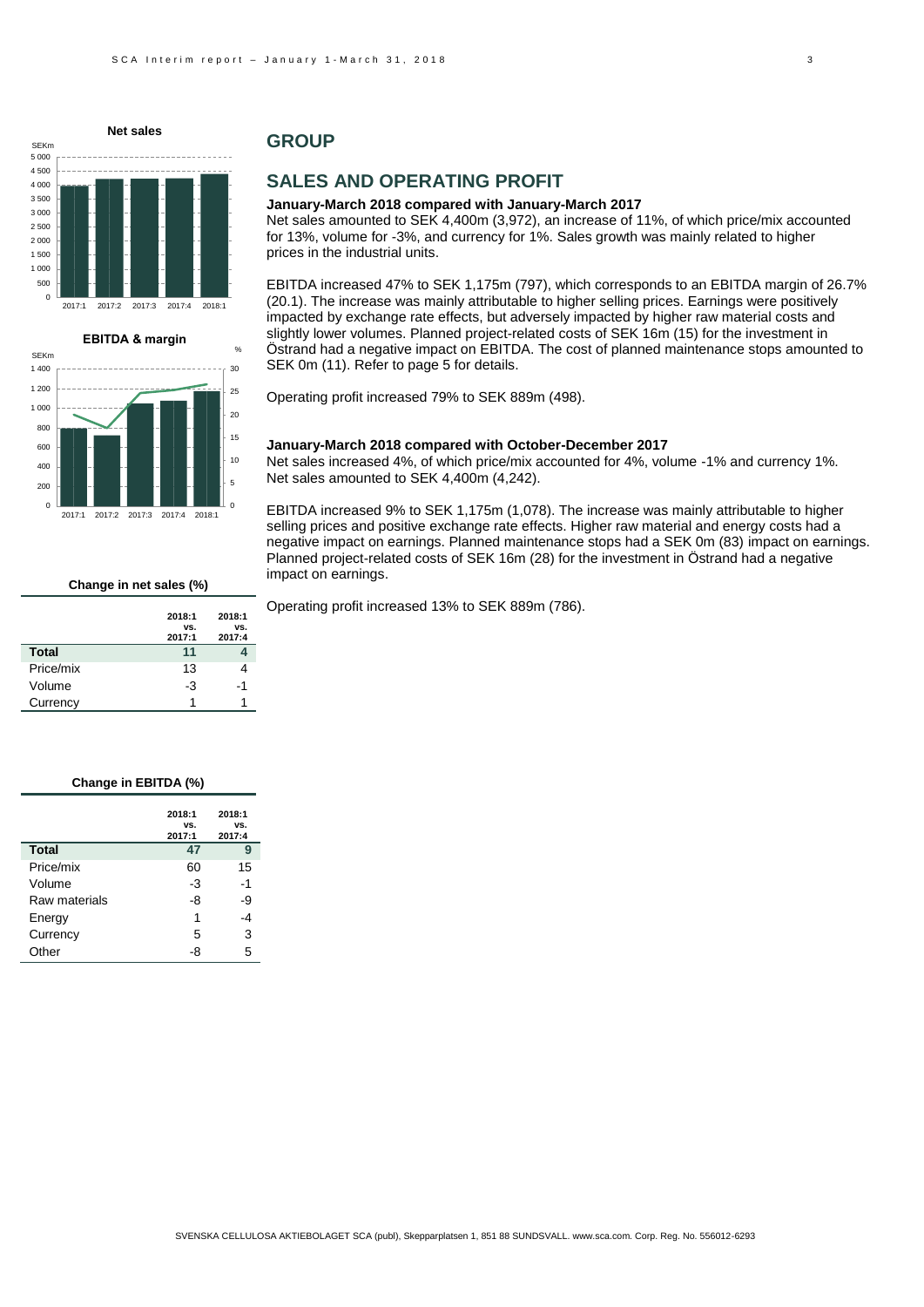**Net sales**

**EBITDA & margin**

**Change in net sales (%)**

| | 2018:1 vs. 2017:1 | 2018:1 vs. 2017:4 |
|---|---|---|
| **Total** | **11** | **4** |
| Price/mix | 13 | 4 |
| Volume | -3 | -1 |
| Currency | 1 | 1 |

**Change in EBITDA (%)**

| | 2018:1 vs. 2017:1 | 2018:1 vs. 2017:4 |
|---|---|---|
| **Total** | **47** | **9** |
| Price/mix | 60 | 15 |
| Volume | -3 | -1 |
| Raw materials | -8 | -9 |
| Energy | 1 | -4 |
| Currency | 5 | 3 |
| Other | -8 | 5 |

## GROUP

## SALES AND OPERATING PROFIT

### January-March 2018 compared with January-March 2017

Net sales amounted to SEK 4,400m (3,972), an increase of 11%, of which price/mix accounted for 13%, volume for -3%, and currency for 1%. Sales growth was mainly related to higher prices in the industrial units.

EBITDA increased 47% to SEK 1,175m (797), which corresponds to an EBITDA margin of 26.7% (20.1). The increase was mainly attributable to higher selling prices. Earnings were positively impacted by exchange rate effects, but adversely impacted by higher raw material costs and slightly lower volumes. Planned project-related costs of SEK 16m (15) for the investment in Östrand had a negative impact on EBITDA. The cost of planned maintenance stops amounted to SEK 0m (11). Refer to page 5 for details.

Operating profit increased 79% to SEK 889m (498).

### January-March 2018 compared with October-December 2017

Net sales increased 4%, of which price/mix accounted for 4%, volume -1% and currency 1%. Net sales amounted to SEK 4,400m (4,242).

EBITDA increased 9% to SEK 1,175m (1,078). The increase was mainly attributable to higher selling prices and positive exchange rate effects. Higher raw material and energy costs had a negative impact on earnings. Planned maintenance stops had a SEK 0m (83) impact on earnings. Planned project-related costs of SEK 16m (28) for the investment in Östrand had a negative impact on earnings.

Operating profit increased 13% to SEK 889m (786).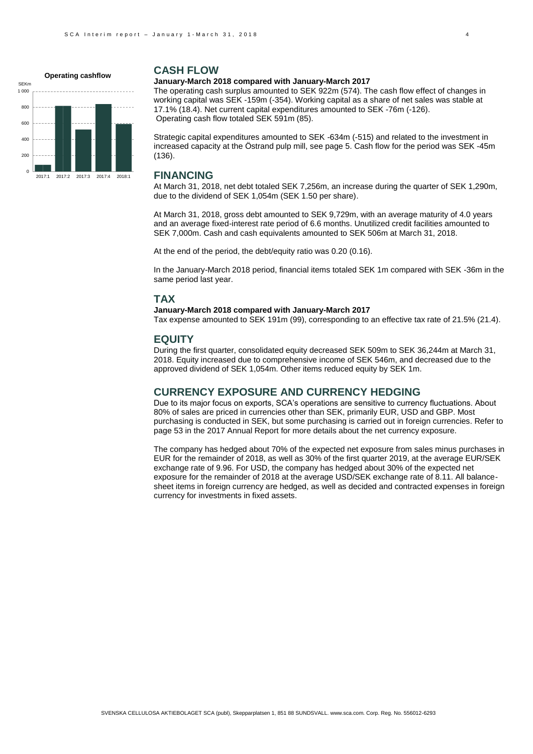**Operating cashflow**

## CASH FLOW

**January-March 2018 compared with January-March 2017**

The operating cash surplus amounted to SEK 922m (574). The cash flow effect of changes in working capital was SEK -159m (-354). Working capital as a share of net sales was stable at 17.1% (18.4). Net current capital expenditures amounted to SEK -76m (-126). Operating cash flow totaled SEK 591m (85).

Strategic capital expenditures amounted to SEK -634m (-515) and related to the investment in increased capacity at the Östrand pulp mill, see page 5. Cash flow for the period was SEK -45m (136).

## FINANCING

At March 31, 2018, net debt totaled SEK 7,256m, an increase during the quarter of SEK 1,290m, due to the dividend of SEK 1,054m (SEK 1.50 per share).

At March 31, 2018, gross debt amounted to SEK 9,729m, with an average maturity of 4.0 years and an average fixed-interest rate period of 6.6 months. Unutilized credit facilities amounted to SEK 7,000m. Cash and cash equivalents amounted to SEK 506m at March 31, 2018.

At the end of the period, the debt/equity ratio was 0.20 (0.16).

In the January-March 2018 period, financial items totaled SEK 1m compared with SEK -36m in the same period last year.

## TAX

**January-March 2018 compared with January-March 2017**

Tax expense amounted to SEK 191m (99), corresponding to an effective tax rate of 21.5% (21.4).

## EQUITY

During the first quarter, consolidated equity decreased SEK 509m to SEK 36,244m at March 31, 2018. Equity increased due to comprehensive income of SEK 546m, and decreased due to the approved dividend of SEK 1,054m. Other items reduced equity by SEK 1m.

## CURRENCY EXPOSURE AND CURRENCY HEDGING

Due to its major focus on exports, SCA's operations are sensitive to currency fluctuations. About 80% of sales are priced in currencies other than SEK, primarily EUR, USD and GBP. Most purchasing is conducted in SEK, but some purchasing is carried out in foreign currencies. Refer to page 53 in the 2017 Annual Report for more details about the net currency exposure.

The company has hedged about 70% of the expected net exposure from sales minus purchases in EUR for the remainder of 2018, as well as 30% of the first quarter 2019, at the average EUR/SEK exchange rate of 9.96. For USD, the company has hedged about 30% of the expected net exposure for the remainder of 2018 at the average USD/SEK exchange rate of 8.11. All balance-sheet items in foreign currency are hedged, as well as decided and contracted expenses in foreign currency for investments in fixed assets.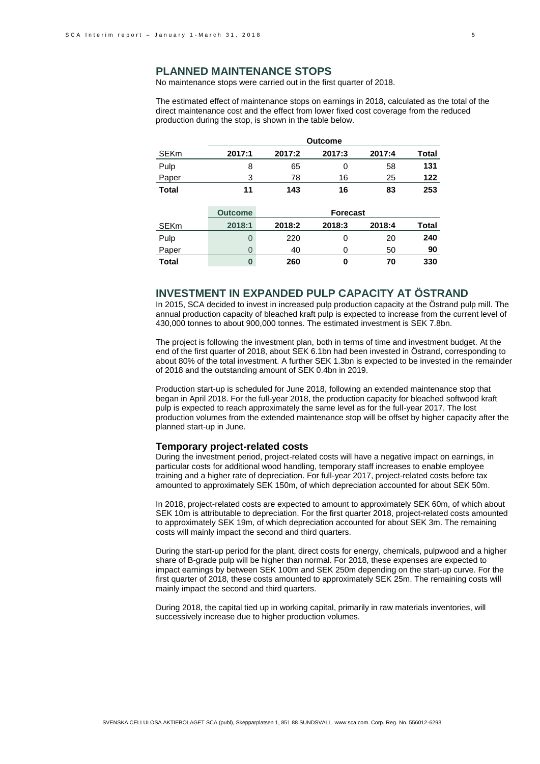## PLANNED MAINTENANCE STOPS

No maintenance stops were carried out in the first quarter of 2018.

The estimated effect of maintenance stops on earnings in 2018, calculated as the total of the direct maintenance cost and the effect from lower fixed cost coverage from the reduced production during the stop, is shown in the table below.

| | Outcome | | | | |
|---|---|---|---|---|---|
| SEKm | 2017:1 | 2017:2 | 2017:3 | 2017:4 | Total |
| Pulp | 8 | 65 | 0 | 58 | **131** |
| Paper | 3 | 78 | 16 | 25 | **122** |
| **Total** | **11** | **143** | **16** | **83** | **253** |

| | Outcome | Forecast | | | |
|---|---|---|---|---|---|
| SEKm | 2018:1 | 2018:2 | 2018:3 | 2018:4 | Total |
| Pulp | 0 | 220 | 0 | 20 | **240** |
| Paper | 0 | 40 | 0 | 50 | **90** |
| **Total** | **0** | **260** | **0** | **70** | **330** |

## INVESTMENT IN EXPANDED PULP CAPACITY AT ÖSTRAND

In 2015, SCA decided to invest in increased pulp production capacity at the Östrand pulp mill. The annual production capacity of bleached kraft pulp is expected to increase from the current level of 430,000 tonnes to about 900,000 tonnes. The estimated investment is SEK 7.8bn.

The project is following the investment plan, both in terms of time and investment budget. At the end of the first quarter of 2018, about SEK 6.1bn had been invested in Östrand, corresponding to about 80% of the total investment. A further SEK 1.3bn is expected to be invested in the remainder of 2018 and the outstanding amount of SEK 0.4bn in 2019.

Production start-up is scheduled for June 2018, following an extended maintenance stop that began in April 2018. For the full-year 2018, the production capacity for bleached softwood kraft pulp is expected to reach approximately the same level as for the full-year 2017. The lost production volumes from the extended maintenance stop will be offset by higher capacity after the planned start-up in June.

### Temporary project-related costs

During the investment period, project-related costs will have a negative impact on earnings, in particular costs for additional wood handling, temporary staff increases to enable employee training and a higher rate of depreciation. For full-year 2017, project-related costs before tax amounted to approximately SEK 150m, of which depreciation accounted for about SEK 50m.

In 2018, project-related costs are expected to amount to approximately SEK 60m, of which about SEK 10m is attributable to depreciation. For the first quarter 2018, project-related costs amounted to approximately SEK 19m, of which depreciation accounted for about SEK 3m. The remaining costs will mainly impact the second and third quarters.

During the start-up period for the plant, direct costs for energy, chemicals, pulpwood and a higher share of B-grade pulp will be higher than normal. For 2018, these expenses are expected to impact earnings by between SEK 100m and SEK 250m depending on the start-up curve. For the first quarter of 2018, these costs amounted to approximately SEK 25m. The remaining costs will mainly impact the second and third quarters.

During 2018, the capital tied up in working capital, primarily in raw materials inventories, will successively increase due to higher production volumes.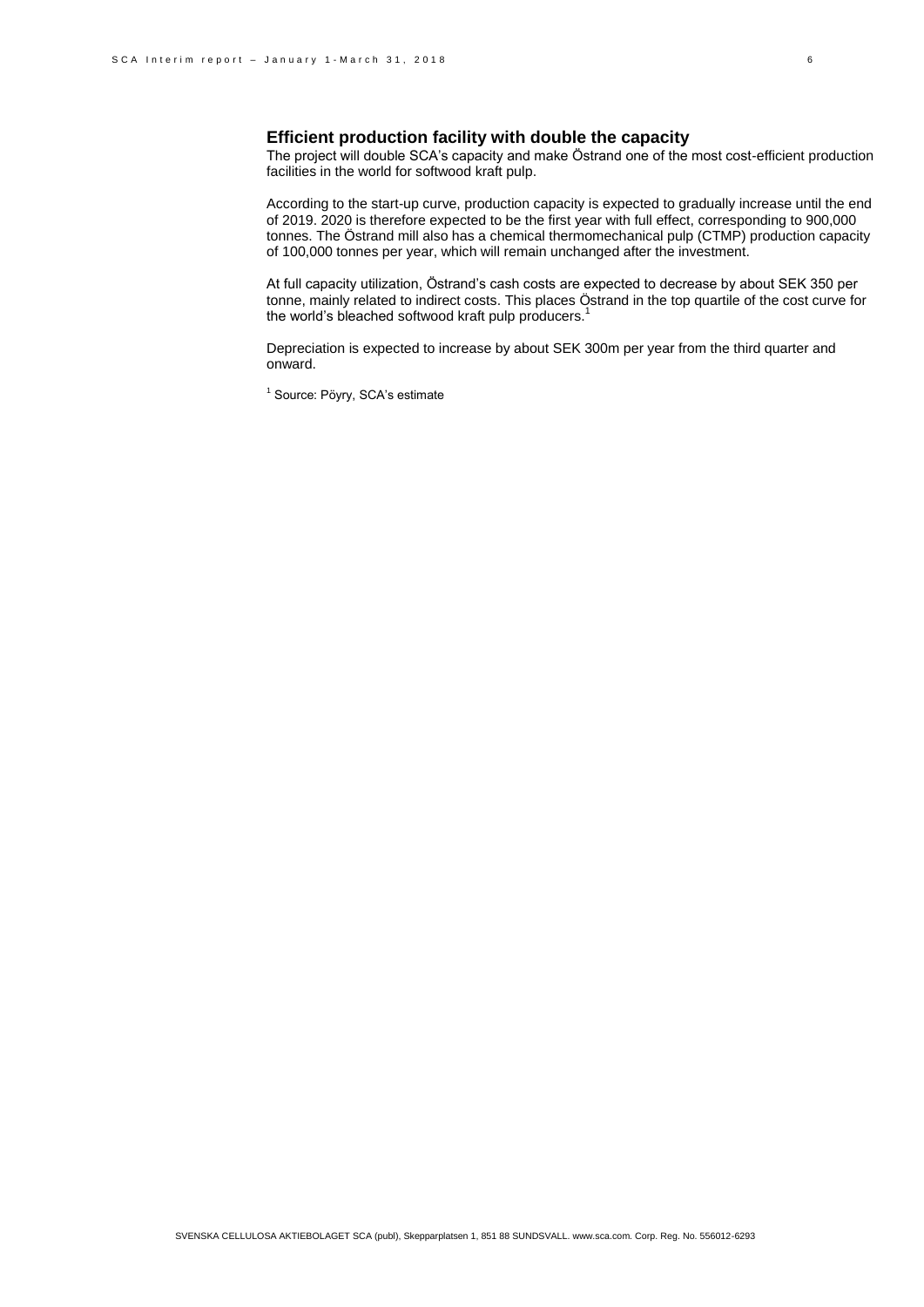## Efficient production facility with double the capacity

The project will double SCA's capacity and make Östrand one of the most cost-efficient production facilities in the world for softwood kraft pulp.

According to the start-up curve, production capacity is expected to gradually increase until the end of 2019. 2020 is therefore expected to be the first year with full effect, corresponding to 900,000 tonnes. The Östrand mill also has a chemical thermomechanical pulp (CTMP) production capacity of 100,000 tonnes per year, which will remain unchanged after the investment.

At full capacity utilization, Östrand's cash costs are expected to decrease by about SEK 350 per tonne, mainly related to indirect costs. This places Östrand in the top quartile of the cost curve for the world's bleached softwood kraft pulp producers.[1]

Depreciation is expected to increase by about SEK 300m per year from the third quarter and onward.

[1] Source: Pöyry, SCA's estimate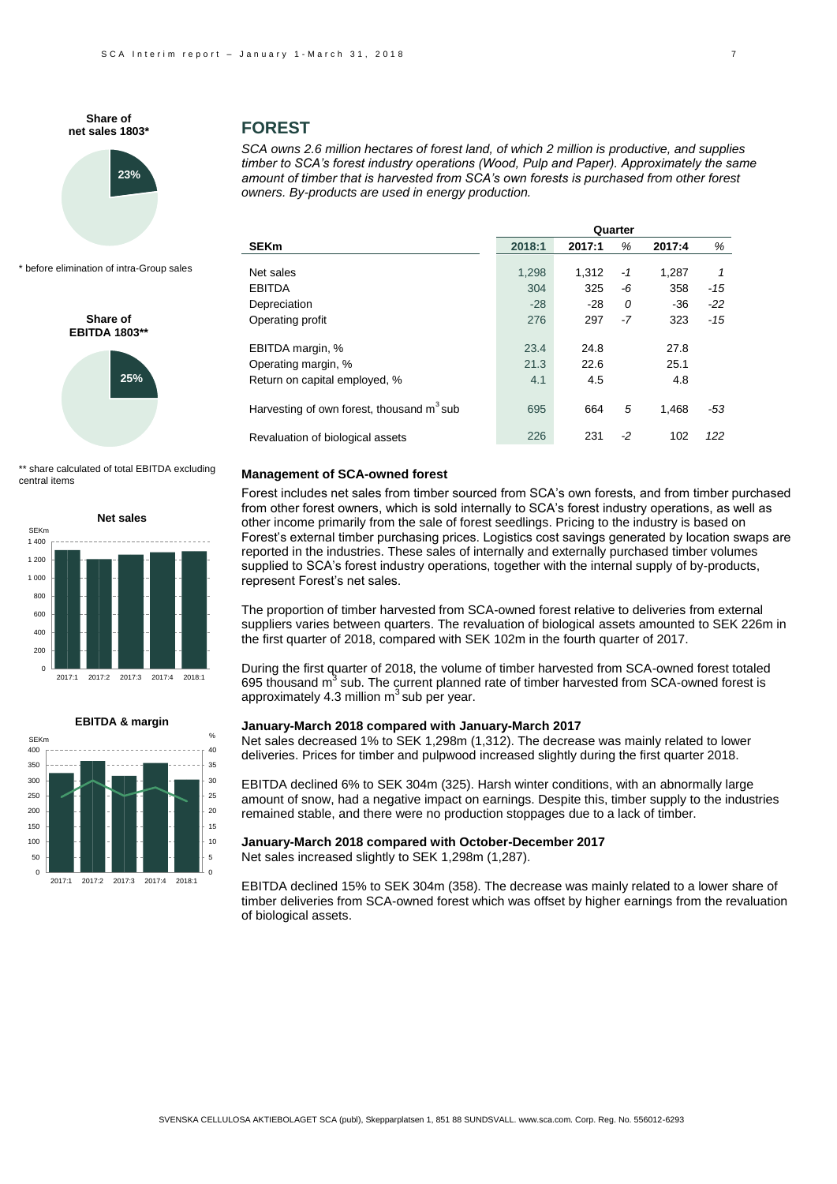**Share of net sales 1803***

23%

\* before elimination of intra-Group sales

**Share of EBITDA 1803****

25%

** share calculated of total EBITDA excluding central items

**Net sales**

**EBITDA & margin**

## FOREST

*SCA owns 2.6 million hectares of forest land, of which 2 million is productive, and supplies timber to SCA's forest industry operations (Wood, Pulp and Paper). Approximately the same amount of timber that is harvested from SCA's own forests is purchased from other forest owners. By-products are used in energy production.*

| | Quarter | | | | |
|---|---|---|---|---|---|
| **SEKm** | **2018:1** | **2017:1** | *%* | **2017:4** | *%* |
| Net sales | 1,298 | 1,312 | *-1* | 1,287 | *1* |
| EBITDA | 304 | 325 | *-6* | 358 | *-15* |
| Depreciation | -28 | -28 | *0* | -36 | *-22* |
| Operating profit | 276 | 297 | *-7* | 323 | *-15* |
| EBITDA margin, % | 23.4 | 24.8 | | 27.8 | |
| Operating margin, % | 21.3 | 22.6 | | 25.1 | |
| Return on capital employed, % | 4.1 | 4.5 | | 4.8 | |
| Harvesting of own forest, thousand $m^3$ sub | 695 | 664 | *5* | 1,468 | *-53* |
| Revaluation of biological assets | 226 | 231 | *-2* | 102 | *122* |

**Management of SCA-owned forest**

Forest includes net sales from timber sourced from SCA's own forests, and from timber purchased from other forest owners, which is sold internally to SCA's forest industry operations, as well as other income primarily from the sale of forest seedlings. Pricing to the industry is based on Forest's external timber purchasing prices. Logistics cost savings generated by location swaps are reported in the industries. These sales of internally and externally purchased timber volumes supplied to SCA's forest industry operations, together with the internal supply of by-products, represent Forest's net sales.

The proportion of timber harvested from SCA-owned forest relative to deliveries from external suppliers varies between quarters. The revaluation of biological assets amounted to SEK 226m in the first quarter of 2018, compared with SEK 102m in the fourth quarter of 2017.

During the first quarter of 2018, the volume of timber harvested from SCA-owned forest totaled 695 thousand $m^3$ sub. The current planned rate of timber harvested from SCA-owned forest is approximately 4.3 million $m^3$ sub per year.

**January-March 2018 compared with January-March 2017**

Net sales decreased 1% to SEK 1,298m (1,312). The decrease was mainly related to lower deliveries. Prices for timber and pulpwood increased slightly during the first quarter 2018.

EBITDA declined 6% to SEK 304m (325). Harsh winter conditions, with an abnormally large amount of snow, had a negative impact on earnings. Despite this, timber supply to the industries remained stable, and there were no production stoppages due to a lack of timber.

**January-March 2018 compared with October-December 2017**

Net sales increased slightly to SEK 1,298m (1,287).

EBITDA declined 15% to SEK 304m (358). The decrease was mainly related to a lower share of timber deliveries from SCA-owned forest which was offset by higher earnings from the revaluation of biological assets.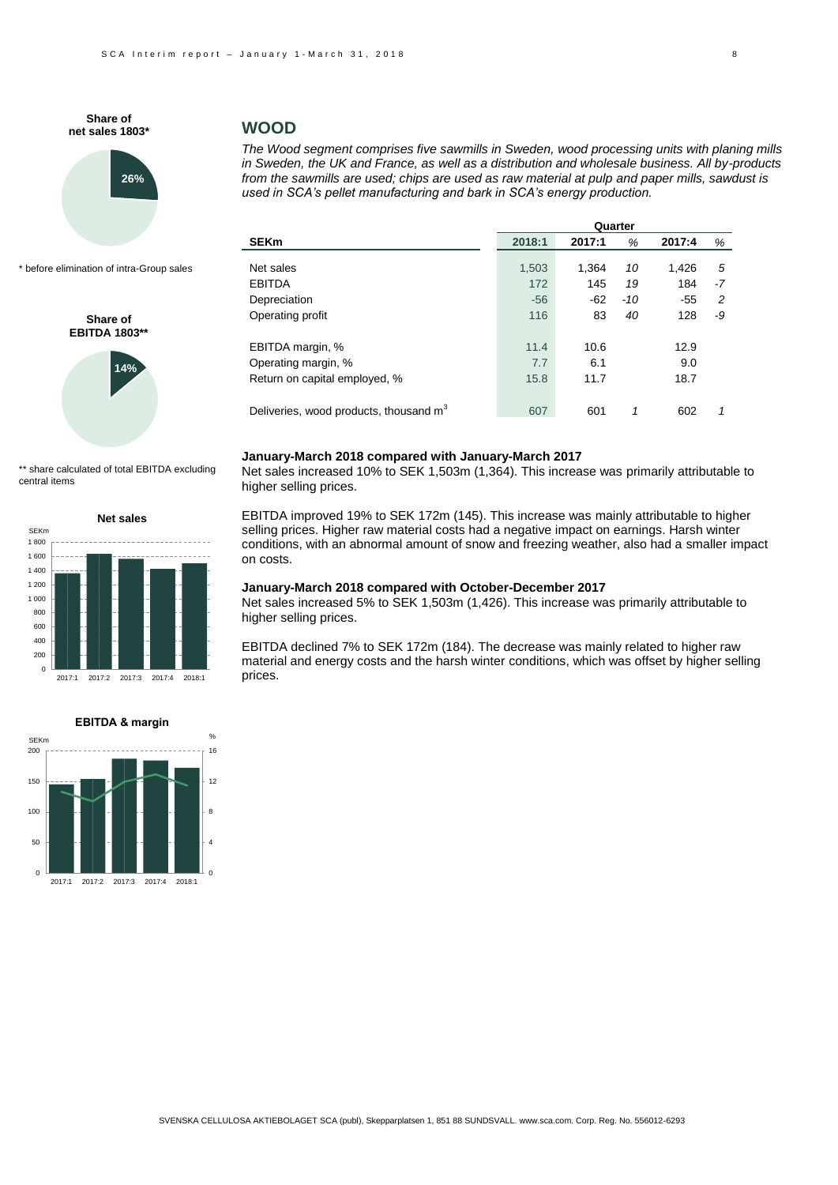Share of net sales 1803*

26%

* before elimination of intra-Group sales

Share of EBITDA 1803**

14%

** share calculated of total EBITDA excluding central items

## WOOD

*The Wood segment comprises five sawmills in Sweden, wood processing units with planing mills in Sweden, the UK and France, as well as a distribution and wholesale business. All by-products from the sawmills are used; chips are used as raw material at pulp and paper mills, sawdust is used in SCA's pellet manufacturing and bark in SCA's energy production.*

| | Quarter | | | | |
|---|---|---|---|---|---|
| **SEKm** | **2018:1** | **2017:1** | *%* | **2017:4** | *%* |
| Net sales | 1,503 | 1,364 | *10* | 1,426 | *5* |
| EBITDA | 172 | 145 | *19* | 184 | *-7* |
| Depreciation | -56 | -62 | *-10* | -55 | *2* |
| Operating profit | 116 | 83 | *40* | 128 | *-9* |
| EBITDA margin, % | 11.4 | 10.6 | | 12.9 | |
| Operating margin, % | 7.7 | 6.1 | | 9.0 | |
| Return on capital employed, % | 15.8 | 11.7 | | 18.7 | |
| Deliveries, wood products, thousand $m^3$ | 607 | 601 | *1* | 602 | *1* |

**January-March 2018 compared with January-March 2017**

Net sales increased 10% to SEK 1,503m (1,364). This increase was primarily attributable to higher selling prices.

EBITDA improved 19% to SEK 172m (145). This increase was mainly attributable to higher selling prices. Higher raw material costs had a negative impact on earnings. Harsh winter conditions, with an abnormal amount of snow and freezing weather, also had a smaller impact on costs.

**January-March 2018 compared with October-December 2017**

Net sales increased 5% to SEK 1,503m (1,426). This increase was primarily attributable to higher selling prices.

EBITDA declined 7% to SEK 172m (184). The decrease was mainly related to higher raw material and energy costs and the harsh winter conditions, which was offset by higher selling prices.

**Net sales**

**EBITDA & margin**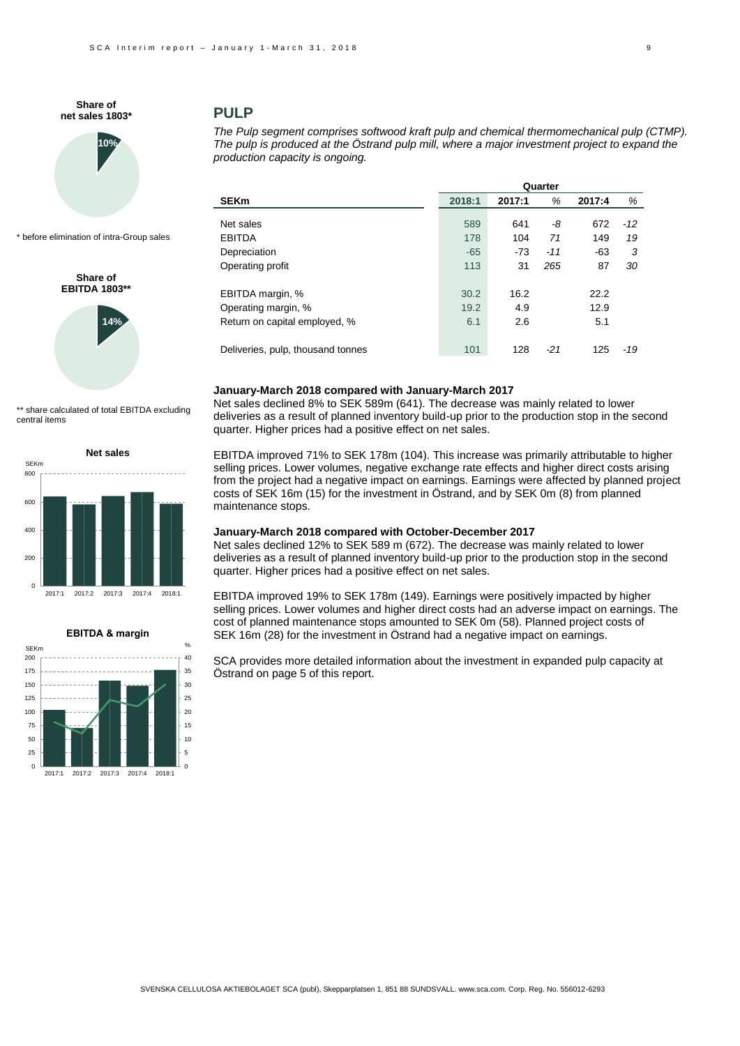**Share of net sales 1803***

10%

\* before elimination of intra-Group sales

**Share of EBITDA 1803****

14%

\*\* share calculated of total EBITDA excluding central items

**Net sales**

**EBITDA & margin**

## PULP

*The Pulp segment comprises softwood kraft pulp and chemical thermomechanical pulp (CTMP). The pulp is produced at the Östrand pulp mill, where a major investment project to expand the production capacity is ongoing.*

| | Quarter | | | | |
|---|---|---|---|---|---|
| **SEKm** | **2018:1** | **2017:1** | *%* | **2017:4** | *%* |
| Net sales | 589 | 641 | *-8* | 672 | *-12* |
| EBITDA | 178 | 104 | *71* | 149 | *19* |
| Depreciation | -65 | -73 | *-11* | -63 | *3* |
| Operating profit | 113 | 31 | *265* | 87 | *30* |
| EBITDA margin, % | 30.2 | 16.2 | | 22.2 | |
| Operating margin, % | 19.2 | 4.9 | | 12.9 | |
| Return on capital employed, % | 6.1 | 2.6 | | 5.1 | |
| Deliveries, pulp, thousand tonnes | 101 | 128 | *-21* | 125 | *-19* |

**January-March 2018 compared with January-March 2017**

Net sales declined 8% to SEK 589m (641). The decrease was mainly related to lower deliveries as a result of planned inventory build-up prior to the production stop in the second quarter. Higher prices had a positive effect on net sales.

EBITDA improved 71% to SEK 178m (104). This increase was primarily attributable to higher selling prices. Lower volumes, negative exchange rate effects and higher direct costs arising from the project had a negative impact on earnings. Earnings were affected by planned project costs of SEK 16m (15) for the investment in Östrand, and by SEK 0m (8) from planned maintenance stops.

**January-March 2018 compared with October-December 2017**

Net sales declined 12% to SEK 589 m (672). The decrease was mainly related to lower deliveries as a result of planned inventory build-up prior to the production stop in the second quarter. Higher prices had a positive effect on net sales.

EBITDA improved 19% to SEK 178m (149). Earnings were positively impacted by higher selling prices. Lower volumes and higher direct costs had an adverse impact on earnings. The cost of planned maintenance stops amounted to SEK 0m (58). Planned project costs of SEK 16m (28) for the investment in Östrand had a negative impact on earnings.

SCA provides more detailed information about the investment in expanded pulp capacity at Östrand on page 5 of this report.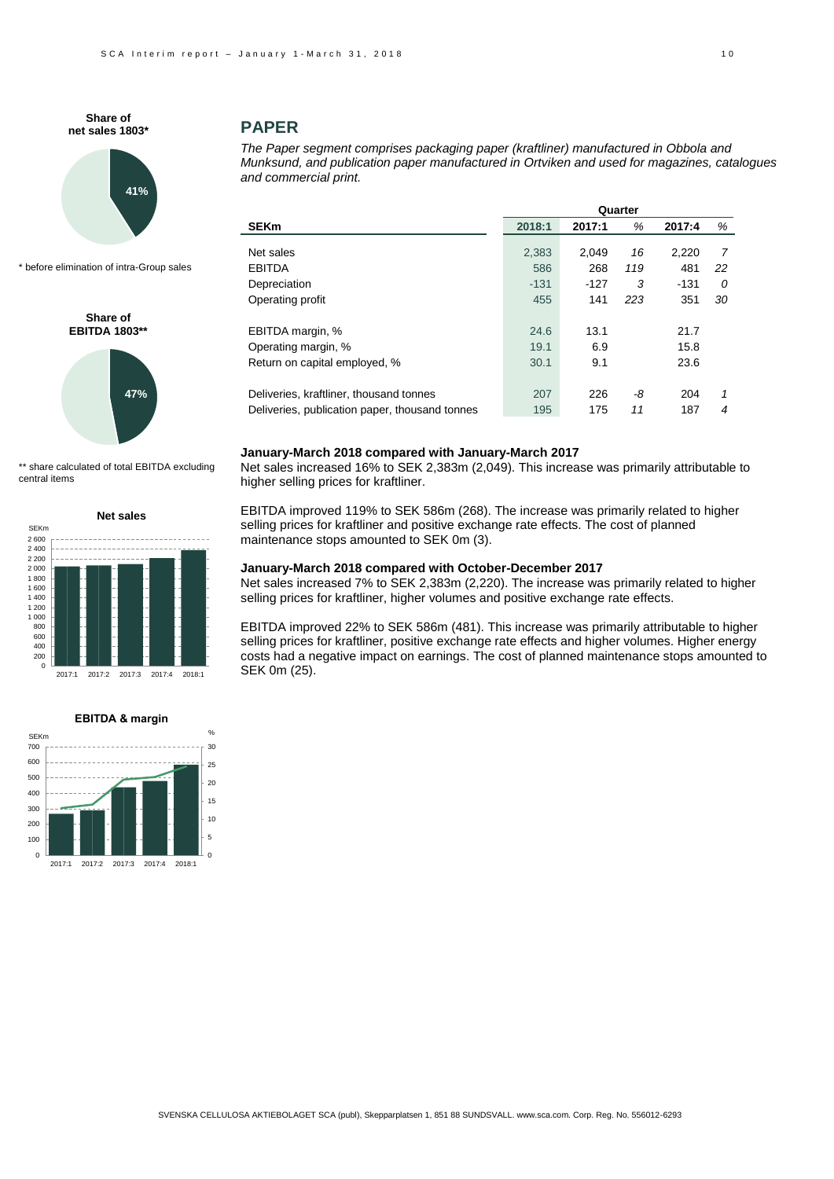**Share of net sales 1803***

41%

* before elimination of intra-Group sales

**Share of EBITDA 1803****

47%

** share calculated of total EBITDA excluding central items

**Net sales**

**EBITDA & margin**

## PAPER

*The Paper segment comprises packaging paper (kraftliner) manufactured in Obbola and Munksund, and publication paper manufactured in Ortviken and used for magazines, catalogues and commercial print.*

| | Quarter | | | | |
|---|---|---|---|---|---|
| **SEKm** | **2018:1** | **2017:1** | *%* | **2017:4** | *%* |
| Net sales | 2,383 | 2,049 | *16* | 2,220 | *7* |
| EBITDA | 586 | 268 | *119* | 481 | *22* |
| Depreciation | -131 | -127 | *3* | -131 | *0* |
| Operating profit | 455 | 141 | *223* | 351 | *30* |
| EBITDA margin, % | 24.6 | 13.1 | | 21.7 | |
| Operating margin, % | 19.1 | 6.9 | | 15.8 | |
| Return on capital employed, % | 30.1 | 9.1 | | 23.6 | |
| Deliveries, kraftliner, thousand tonnes | 207 | 226 | *-8* | 204 | *1* |
| Deliveries, publication paper, thousand tonnes | 195 | 175 | *11* | 187 | *4* |

**January-March 2018 compared with January-March 2017**

Net sales increased 16% to SEK 2,383m (2,049). This increase was primarily attributable to higher selling prices for kraftliner.

EBITDA improved 119% to SEK 586m (268). The increase was primarily related to higher selling prices for kraftliner and positive exchange rate effects. The cost of planned maintenance stops amounted to SEK 0m (3).

**January-March 2018 compared with October-December 2017**

Net sales increased 7% to SEK 2,383m (2,220). The increase was primarily related to higher selling prices for kraftliner, higher volumes and positive exchange rate effects.

EBITDA improved 22% to SEK 586m (481). This increase was primarily attributable to higher selling prices for kraftliner, positive exchange rate effects and higher volumes. Higher energy costs had a negative impact on earnings. The cost of planned maintenance stops amounted to SEK 0m (25).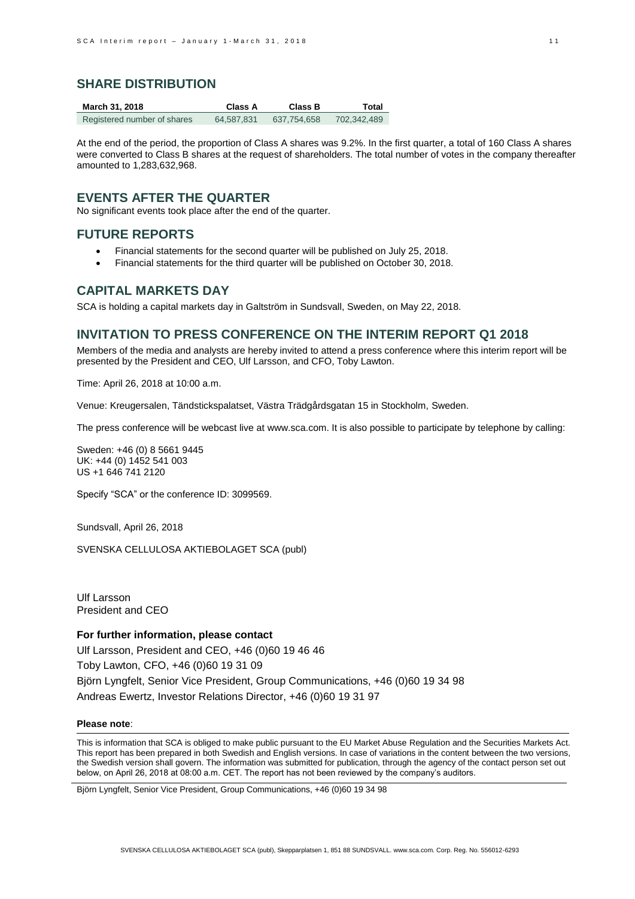## SHARE DISTRIBUTION

| March 31, 2018 | Class A | Class B | Total |
|---|---|---|---|
| Registered number of shares | 64,587,831 | 637,754,658 | 702,342,489 |

At the end of the period, the proportion of Class A shares was 9.2%. In the first quarter, a total of 160 Class A shares were converted to Class B shares at the request of shareholders. The total number of votes in the company thereafter amounted to 1,283,632,968.

## EVENTS AFTER THE QUARTER

No significant events took place after the end of the quarter.

## FUTURE REPORTS

- Financial statements for the second quarter will be published on July 25, 2018.
- Financial statements for the third quarter will be published on October 30, 2018.

## CAPITAL MARKETS DAY

SCA is holding a capital markets day in Galtström in Sundsvall, Sweden, on May 22, 2018.

## INVITATION TO PRESS CONFERENCE ON THE INTERIM REPORT Q1 2018

Members of the media and analysts are hereby invited to attend a press conference where this interim report will be presented by the President and CEO, Ulf Larsson, and CFO, Toby Lawton.

Time: April 26, 2018 at 10:00 a.m.

Venue: Kreugersalen, Tändstickspalatset, Västra Trädgårdsgatan 15 in Stockholm, Sweden.

The press conference will be webcast live at www.sca.com. It is also possible to participate by telephone by calling:

Sweden: +46 (0) 8 5661 9445
UK: +44 (0) 1452 541 003
US +1 646 741 2120

Specify "SCA" or the conference ID: 3099569.

Sundsvall, April 26, 2018

SVENSKA CELLULOSA AKTIEBOLAGET SCA (publ)

Ulf Larsson
President and CEO

**For further information, please contact**

Ulf Larsson, President and CEO, +46 (0)60 19 46 46
Toby Lawton, CFO, +46 (0)60 19 31 09
Björn Lyngfelt, Senior Vice President, Group Communications, +46 (0)60 19 34 98
Andreas Ewertz, Investor Relations Director, +46 (0)60 19 31 97

**Please note**:

This is information that SCA is obliged to make public pursuant to the EU Market Abuse Regulation and the Securities Markets Act. This report has been prepared in both Swedish and English versions. In case of variations in the content between the two versions, the Swedish version shall govern. The information was submitted for publication, through the agency of the contact person set out below, on April 26, 2018 at 08:00 a.m. CET. The report has not been reviewed by the company's auditors.

Björn Lyngfelt, Senior Vice President, Group Communications, +46 (0)60 19 34 98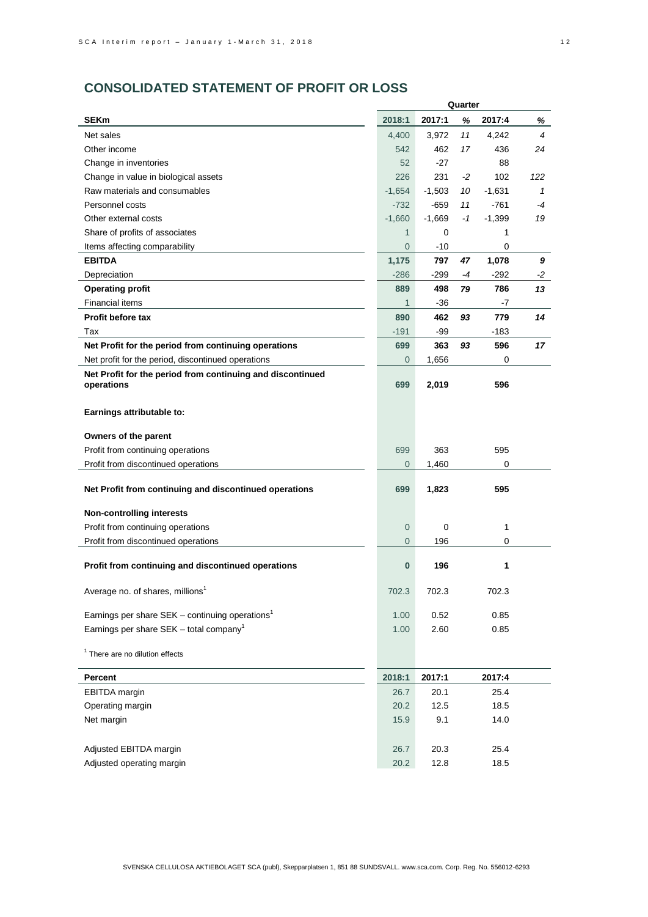## CONSOLIDATED STATEMENT OF PROFIT OR LOSS

| SEKm | 2018:1 | 2017:1 | % | 2017:4 | % |
|---|---|---|---|---|---|
| | Quarter | | | | |
| Net sales | 4,400 | 3,972 | 11 | 4,242 | 4 |
| Other income | 542 | 462 | 17 | 436 | 24 |
| Change in inventories | 52 | -27 | | 88 | |
| Change in value in biological assets | 226 | 231 | -2 | 102 | 122 |
| Raw materials and consumables | -1,654 | -1,503 | 10 | -1,631 | 1 |
| Personnel costs | -732 | -659 | 11 | -761 | -4 |
| Other external costs | -1,660 | -1,669 | -1 | -1,399 | 19 |
| Share of profits of associates | 1 | 0 | | 1 | |
| Items affecting comparability | 0 | -10 | | 0 | |
| **EBITDA** | **1,175** | **797** | **47** | **1,078** | **9** |
| Depreciation | -286 | -299 | -4 | -292 | -2 |
| **Operating profit** | **889** | **498** | **79** | **786** | **13** |
| Financial items | 1 | -36 | | -7 | |
| **Profit before tax** | **890** | **462** | **93** | **779** | **14** |
| Tax | -191 | -99 | | -183 | |
| **Net Profit for the period from continuing operations** | **699** | **363** | **93** | **596** | **17** |
| Net profit for the period, discontinued operations | 0 | 1,656 | | 0 | |
| **Net Profit for the period from continuing and discontinued operations** | **699** | **2,019** | | **596** | |
| **Earnings attributable to:** | | | | | |
| **Owners of the parent** | | | | | |
| Profit from continuing operations | 699 | 363 | | 595 | |
| Profit from discontinued operations | 0 | 1,460 | | 0 | |
| **Net Profit from continuing and discontinued operations** | **699** | **1,823** | | **595** | |
| **Non-controlling interests** | | | | | |
| Profit from continuing operations | 0 | 0 | | 1 | |
| Profit from discontinued operations | 0 | 196 | | 0 | |
| **Profit from continuing and discontinued operations** | **0** | **196** | | **1** | |
| Average no. of shares, millions[1] | 702.3 | 702.3 | | 702.3 | |
| Earnings per share SEK – continuing operations[1] | 1.00 | 0.52 | | 0.85 | |
| Earnings per share SEK – total company[1] | 1.00 | 2.60 | | 0.85 | |

[1] There are no dilution effects

| Percent | 2018:1 | 2017:1 | 2017:4 |
|---|---|---|---|
| EBITDA margin | 26.7 | 20.1 | 25.4 |
| Operating margin | 20.2 | 12.5 | 18.5 |
| Net margin | 15.9 | 9.1 | 14.0 |
| Adjusted EBITDA margin | 26.7 | 20.3 | 25.4 |
| Adjusted operating margin | 20.2 | 12.8 | 18.5 |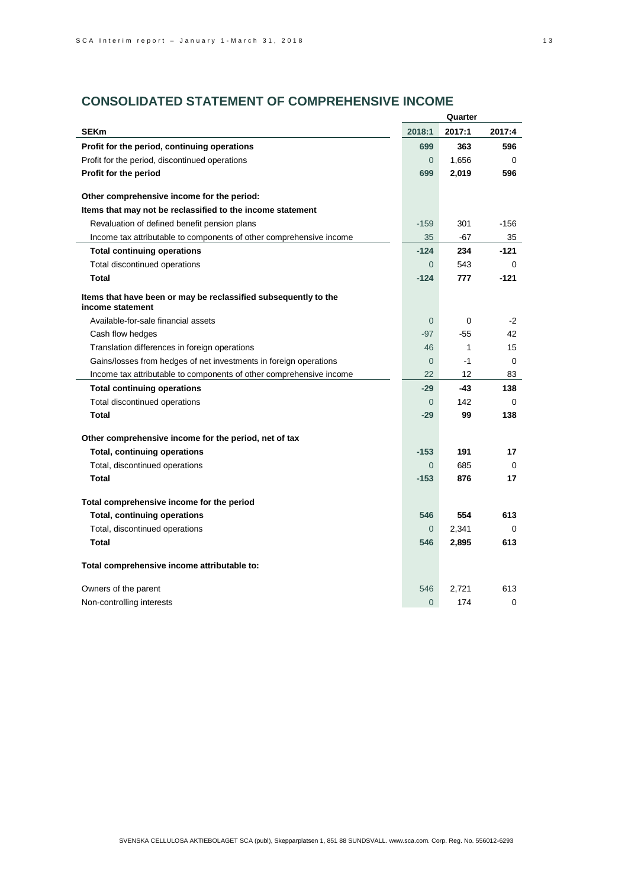## CONSOLIDATED STATEMENT OF COMPREHENSIVE INCOME

| SEKm | Quarter 2018:1 | 2017:1 | 2017:4 |
|---|---|---|---|
| **Profit for the period, continuing operations** | **699** | **363** | **596** |
| Profit for the period, discontinued operations | 0 | 1,656 | 0 |
| **Profit for the period** | **699** | **2,019** | **596** |
| | | | |
| **Other comprehensive income for the period:** | | | |
| **Items that may not be reclassified to the income statement** | | | |
| Revaluation of defined benefit pension plans | -159 | 301 | -156 |
| Income tax attributable to components of other comprehensive income | 35 | -67 | 35 |
| **Total continuing operations** | **-124** | **234** | **-121** |
| Total discontinued operations | 0 | 543 | 0 |
| **Total** | **-124** | **777** | **-121** |
| | | | |
| **Items that have been or may be reclassified subsequently to the income statement** | | | |
| Available-for-sale financial assets | 0 | 0 | -2 |
| Cash flow hedges | -97 | -55 | 42 |
| Translation differences in foreign operations | 46 | 1 | 15 |
| Gains/losses from hedges of net investments in foreign operations | 0 | -1 | 0 |
| Income tax attributable to components of other comprehensive income | 22 | 12 | 83 |
| **Total continuing operations** | **-29** | **-43** | **138** |
| Total discontinued operations | 0 | 142 | 0 |
| **Total** | **-29** | **99** | **138** |
| | | | |
| **Other comprehensive income for the period, net of tax** | | | |
| **Total, continuing operations** | **-153** | **191** | **17** |
| Total, discontinued operations | 0 | 685 | 0 |
| **Total** | **-153** | **876** | **17** |
| | | | |
| **Total comprehensive income for the period** | | | |
| **Total, continuing operations** | **546** | **554** | **613** |
| Total, discontinued operations | 0 | 2,341 | 0 |
| **Total** | **546** | **2,895** | **613** |
| | | | |
| **Total comprehensive income attributable to:** | | | |
| Owners of the parent | 546 | 2,721 | 613 |
| Non-controlling interests | 0 | 174 | 0 |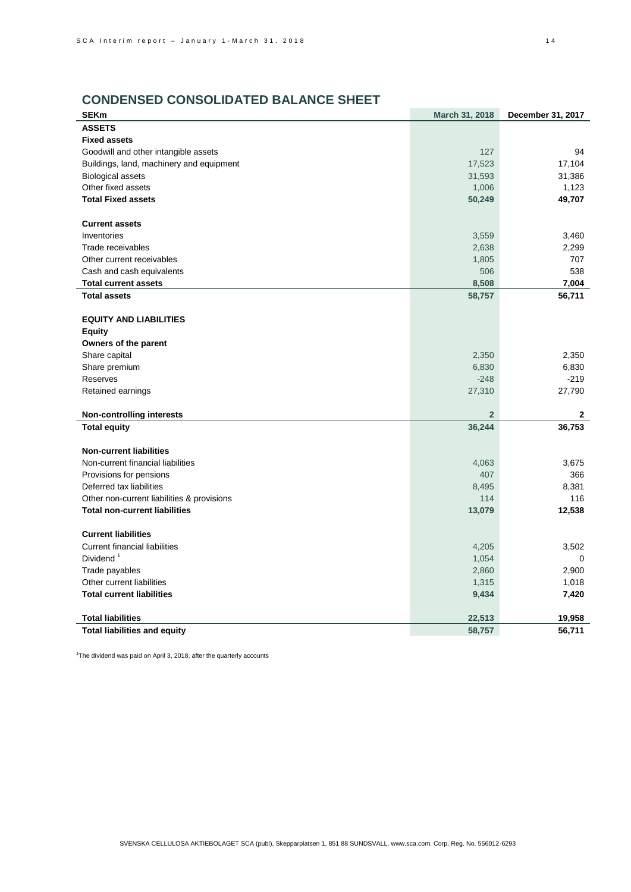## CONDENSED CONSOLIDATED BALANCE SHEET

| SEKm | March 31, 2018 | December 31, 2017 |
|---|---|---|
| **ASSETS** | | |
| **Fixed assets** | | |
| Goodwill and other intangible assets | 127 | 94 |
| Buildings, land, machinery and equipment | 17,523 | 17,104 |
| Biological assets | 31,593 | 31,386 |
| Other fixed assets | 1,006 | 1,123 |
| **Total Fixed assets** | **50,249** | **49,707** |
| | | |
| **Current assets** | | |
| Inventories | 3,559 | 3,460 |
| Trade receivables | 2,638 | 2,299 |
| Other current receivables | 1,805 | 707 |
| Cash and cash equivalents | 506 | 538 |
| **Total current assets** | **8,508** | **7,004** |
| **Total assets** | **58,757** | **56,711** |
| | | |
| **EQUITY AND LIABILITIES** | | |
| **Equity** | | |
| **Owners of the parent** | | |
| Share capital | 2,350 | 2,350 |
| Share premium | 6,830 | 6,830 |
| Reserves | -248 | -219 |
| Retained earnings | 27,310 | 27,790 |
| | | |
| **Non-controlling interests** | **2** | **2** |
| **Total equity** | **36,244** | **36,753** |
| | | |
| **Non-current liabilities** | | |
| Non-current financial liabilities | 4,063 | 3,675 |
| Provisions for pensions | 407 | 366 |
| Deferred tax liabilities | 8,495 | 8,381 |
| Other non-current liabilities & provisions | 114 | 116 |
| **Total non-current liabilities** | **13,079** | **12,538** |
| | | |
| **Current liabilities** | | |
| Current financial liabilities | 4,205 | 3,502 |
| Dividend [1] | 1,054 | 0 |
| Trade payables | 2,860 | 2,900 |
| Other current liabilities | 1,315 | 1,018 |
| **Total current liabilities** | **9,434** | **7,420** |
| | | |
| **Total liabilities** | **22,513** | **19,958** |
| **Total liabilities and equity** | **58,757** | **56,711** |

[1]The dividend was paid on April 3, 2018, after the quarterly accounts

SVENSKA CELLULOSA AKTIEBOLAGET SCA (publ), Skepparplatsen 1, 851 88 SUNDSVALL. www.sca.com. Corp. Reg. No. 556012-6293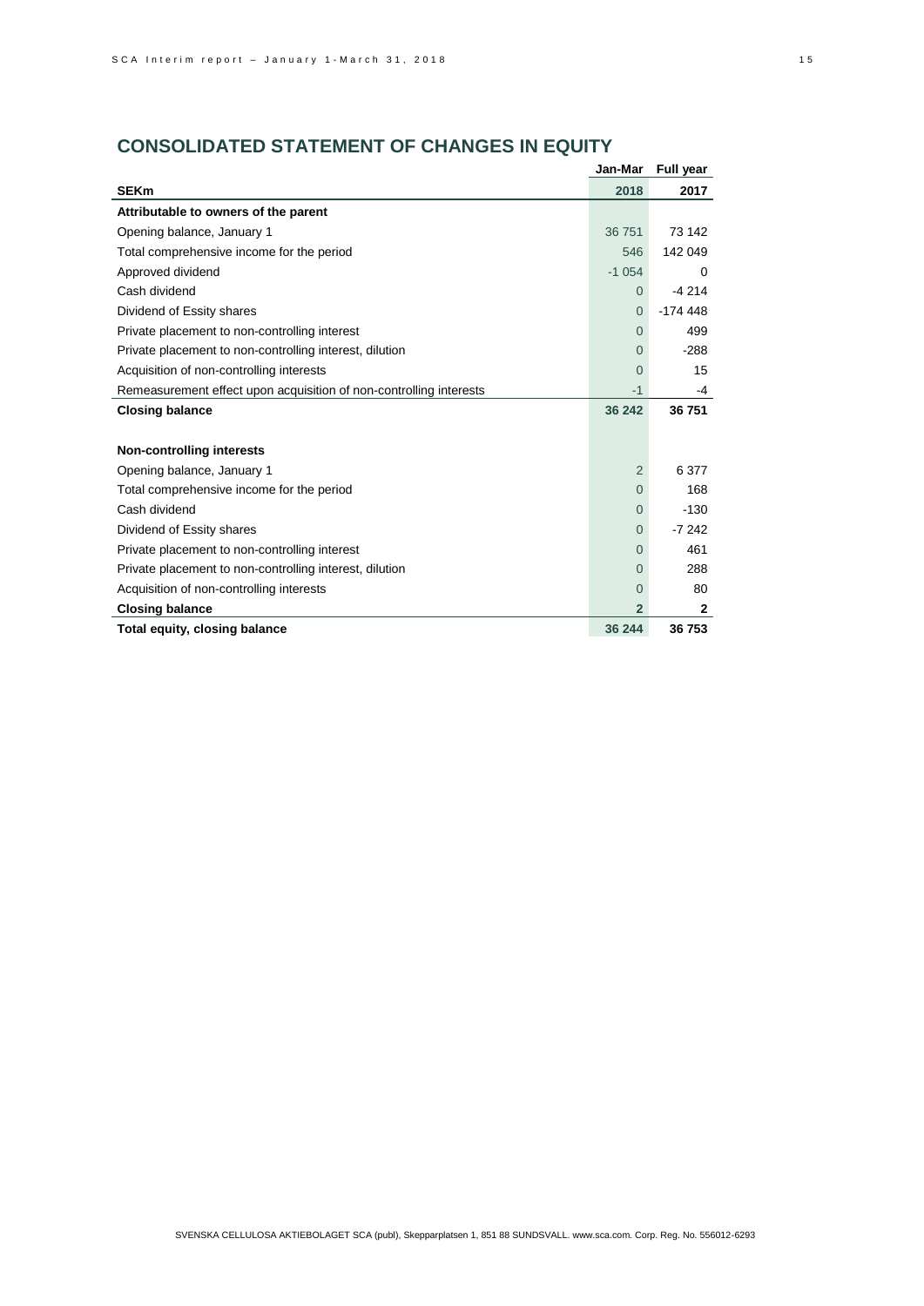## CONSOLIDATED STATEMENT OF CHANGES IN EQUITY

| SEKm | Jan-Mar 2018 | Full year 2017 |
|---|---|---|
| **Attributable to owners of the parent** | | |
| Opening balance, January 1 | 36 751 | 73 142 |
| Total comprehensive income for the period | 546 | 142 049 |
| Approved dividend | -1 054 | 0 |
| Cash dividend | 0 | -4 214 |
| Dividend of Essity shares | 0 | -174 448 |
| Private placement to non-controlling interest | 0 | 499 |
| Private placement to non-controlling interest, dilution | 0 | -288 |
| Acquisition of non-controlling interests | 0 | 15 |
| Remeasurement effect upon acquisition of non-controlling interests | -1 | -4 |
| **Closing balance** | **36 242** | **36 751** |
| | | |
| **Non-controlling interests** | | |
| Opening balance, January 1 | 2 | 6 377 |
| Total comprehensive income for the period | 0 | 168 |
| Cash dividend | 0 | -130 |
| Dividend of Essity shares | 0 | -7 242 |
| Private placement to non-controlling interest | 0 | 461 |
| Private placement to non-controlling interest, dilution | 0 | 288 |
| Acquisition of non-controlling interests | 0 | 80 |
| **Closing balance** | **2** | **2** |
| **Total equity, closing balance** | **36 244** | **36 753** |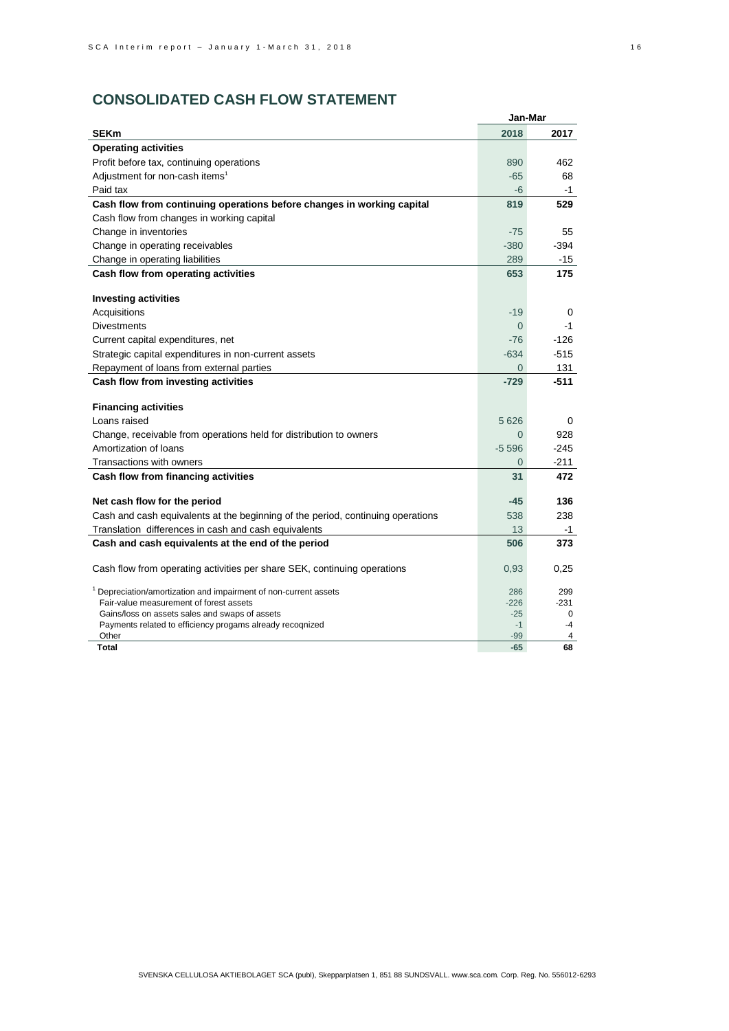## CONSOLIDATED CASH FLOW STATEMENT

| SEKm | Jan-Mar 2018 | Jan-Mar 2017 |
|---|---|---|
| **Operating activities** | | |
| Profit before tax, continuing operations | 890 | 462 |
| Adjustment for non-cash items[1] | -65 | 68 |
| Paid tax | -6 | -1 |
| **Cash flow from continuing operations before changes in working capital** | **819** | **529** |
| Cash flow from changes in working capital | | |
| Change in inventories | -75 | 55 |
| Change in operating receivables | -380 | -394 |
| Change in operating liabilities | 289 | -15 |
| **Cash flow from operating activities** | **653** | **175** |
| | | |
| **Investing activities** | | |
| Acquisitions | -19 | 0 |
| Divestments | 0 | -1 |
| Current capital expenditures, net | -76 | -126 |
| Strategic capital expenditures in non-current assets | -634 | -515 |
| Repayment of loans from external parties | 0 | 131 |
| **Cash flow from investing activities** | **-729** | **-511** |
| | | |
| **Financing activities** | | |
| Loans raised | 5 626 | 0 |
| Change, receivable from operations held for distribution to owners | 0 | 928 |
| Amortization of loans | -5 596 | -245 |
| Transactions with owners | 0 | -211 |
| **Cash flow from financing activities** | **31** | **472** |
| | | |
| **Net cash flow for the period** | **-45** | **136** |
| Cash and cash equivalents at the beginning of the period, continuing operations | 538 | 238 |
| Translation differences in cash and cash equivalents | 13 | -1 |
| **Cash and cash equivalents at the end of the period** | **506** | **373** |
| | | |
| Cash flow from operating activities per share SEK, continuing operations | 0,93 | 0,25 |

| | 2018 | 2017 |
|---|---|---|
| [1] Depreciation/amortization and impairment of non-current assets | 286 | 299 |
| Fair-value measurement of forest assets | -226 | -231 |
| Gains/loss on assets sales and swaps of assets | -25 | 0 |
| Payments related to efficiency progams already recognized | -1 | -4 |
| Other | -99 | 4 |
| **Total** | **-65** | **68** |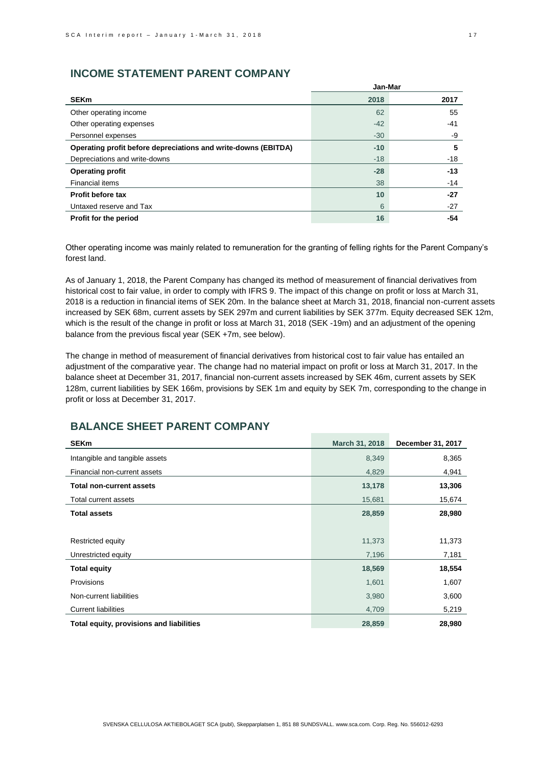## INCOME STATEMENT PARENT COMPANY

| SEKm | Jan-Mar 2018 | Jan-Mar 2017 |
|---|---|---|
| Other operating income | 62 | 55 |
| Other operating expenses | -42 | -41 |
| Personnel expenses | -30 | -9 |
| **Operating profit before depreciations and write-downs (EBITDA)** | **-10** | **5** |
| Depreciations and write-downs | -18 | -18 |
| **Operating profit** | **-28** | **-13** |
| Financial items | 38 | -14 |
| **Profit before tax** | **10** | **-27** |
| Untaxed reserve and Tax | 6 | -27 |
| **Profit for the period** | **16** | **-54** |

Other operating income was mainly related to remuneration for the granting of felling rights for the Parent Company's forest land.

As of January 1, 2018, the Parent Company has changed its method of measurement of financial derivatives from historical cost to fair value, in order to comply with IFRS 9. The impact of this change on profit or loss at March 31, 2018 is a reduction in financial items of SEK 20m. In the balance sheet at March 31, 2018, financial non-current assets increased by SEK 68m, current assets by SEK 297m and current liabilities by SEK 377m. Equity decreased SEK 12m, which is the result of the change in profit or loss at March 31, 2018 (SEK -19m) and an adjustment of the opening balance from the previous fiscal year (SEK +7m, see below).

The change in method of measurement of financial derivatives from historical cost to fair value has entailed an adjustment of the comparative year. The change had no material impact on profit or loss at March 31, 2017. In the balance sheet at December 31, 2017, financial non-current assets increased by SEK 46m, current assets by SEK 128m, current liabilities by SEK 166m, provisions by SEK 1m and equity by SEK 7m, corresponding to the change in profit or loss at December 31, 2017.

## BALANCE SHEET PARENT COMPANY

| SEKm | March 31, 2018 | December 31, 2017 |
|---|---|---|
| Intangible and tangible assets | 8,349 | 8,365 |
| Financial non-current assets | 4,829 | 4,941 |
| **Total non-current assets** | **13,178** | **13,306** |
| Total current assets | 15,681 | 15,674 |
| **Total assets** | **28,859** | **28,980** |
| | | |
| Restricted equity | 11,373 | 11,373 |
| Unrestricted equity | 7,196 | 7,181 |
| **Total equity** | **18,569** | **18,554** |
| Provisions | 1,601 | 1,607 |
| Non-current liabilities | 3,980 | 3,600 |
| Current liabilities | 4,709 | 5,219 |
| **Total equity, provisions and liabilities** | **28,859** | **28,980** |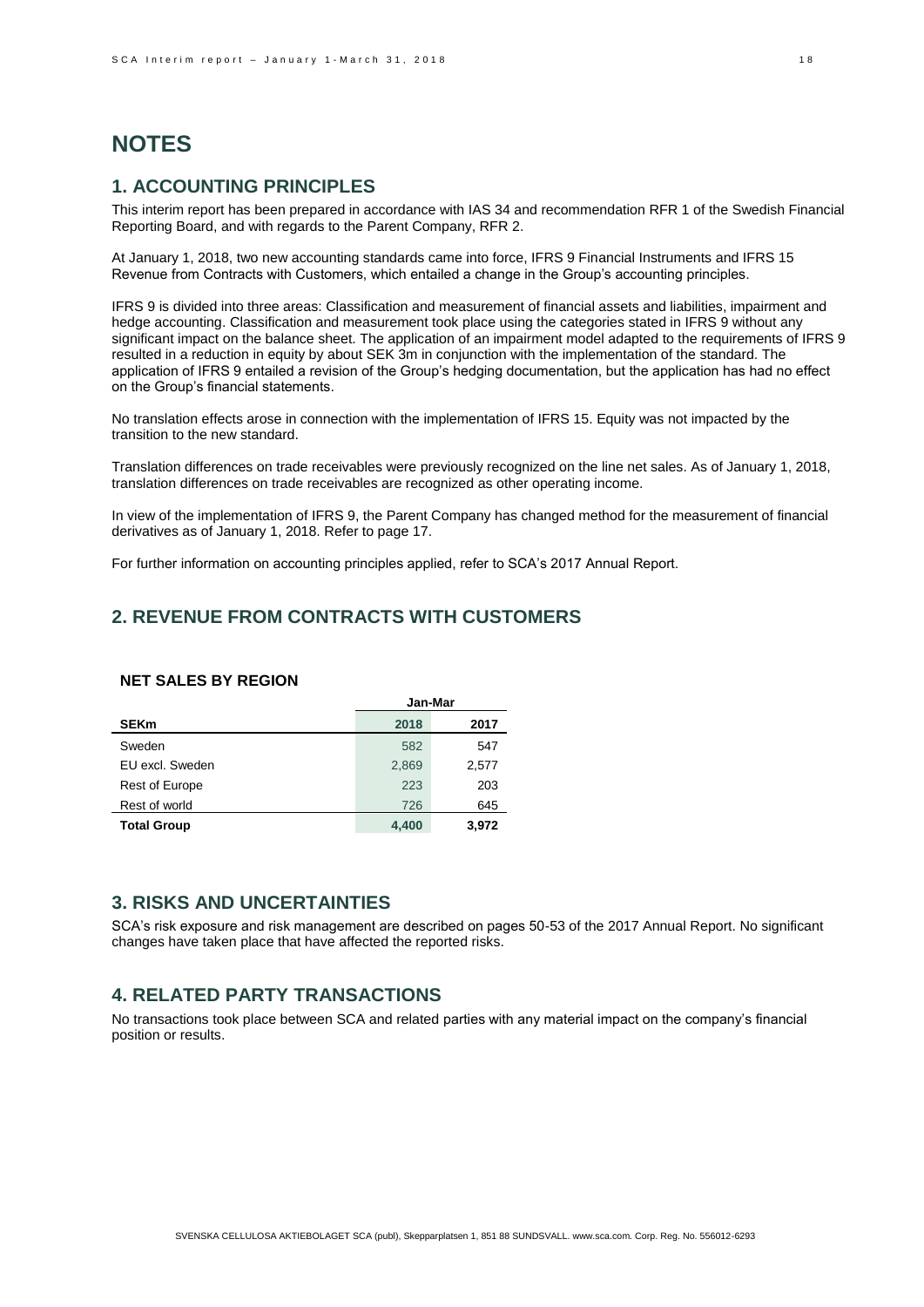# NOTES

## 1. ACCOUNTING PRINCIPLES

This interim report has been prepared in accordance with IAS 34 and recommendation RFR 1 of the Swedish Financial Reporting Board, and with regards to the Parent Company, RFR 2.

At January 1, 2018, two new accounting standards came into force, IFRS 9 Financial Instruments and IFRS 15 Revenue from Contracts with Customers, which entailed a change in the Group's accounting principles.

IFRS 9 is divided into three areas: Classification and measurement of financial assets and liabilities, impairment and hedge accounting. Classification and measurement took place using the categories stated in IFRS 9 without any significant impact on the balance sheet. The application of an impairment model adapted to the requirements of IFRS 9 resulted in a reduction in equity by about SEK 3m in conjunction with the implementation of the standard. The application of IFRS 9 entailed a revision of the Group's hedging documentation, but the application has had no effect on the Group's financial statements.

No translation effects arose in connection with the implementation of IFRS 15. Equity was not impacted by the transition to the new standard.

Translation differences on trade receivables were previously recognized on the line net sales. As of January 1, 2018, translation differences on trade receivables are recognized as other operating income.

In view of the implementation of IFRS 9, the Parent Company has changed method for the measurement of financial derivatives as of January 1, 2018. Refer to page 17.

For further information on accounting principles applied, refer to SCA's 2017 Annual Report.

## 2. REVENUE FROM CONTRACTS WITH CUSTOMERS

### NET SALES BY REGION

| | Jan-Mar | |
|---|---|---|
| **SEKm** | **2018** | **2017** |
| Sweden | 582 | 547 |
| EU excl. Sweden | 2,869 | 2,577 |
| Rest of Europe | 223 | 203 |
| Rest of world | 726 | 645 |
| **Total Group** | **4,400** | **3,972** |

## 3. RISKS AND UNCERTAINTIES

SCA's risk exposure and risk management are described on pages 50-53 of the 2017 Annual Report. No significant changes have taken place that have affected the reported risks.

## 4. RELATED PARTY TRANSACTIONS

No transactions took place between SCA and related parties with any material impact on the company's financial position or results.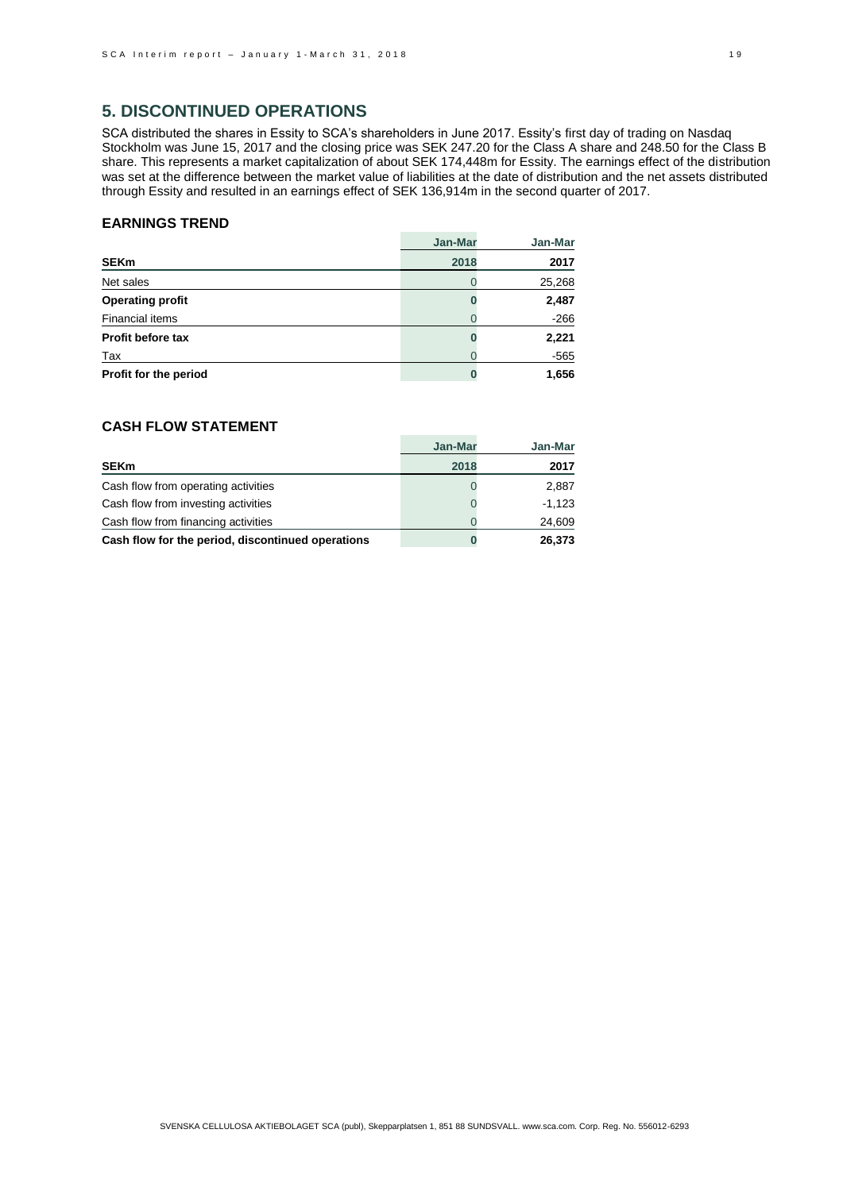## 5. DISCONTINUED OPERATIONS

SCA distributed the shares in Essity to SCA's shareholders in June 2017. Essity's first day of trading on Nasdaq Stockholm was June 15, 2017 and the closing price was SEK 247.20 for the Class A share and 248.50 for the Class B share. This represents a market capitalization of about SEK 174,448m for Essity. The earnings effect of the distribution was set at the difference between the market value of liabilities at the date of distribution and the net assets distributed through Essity and resulted in an earnings effect of SEK 136,914m in the second quarter of 2017.

### EARNINGS TREND

| | Jan-Mar | Jan-Mar |
|---|---|---|
| **SEKm** | **2018** | **2017** |
| Net sales | 0 | 25,268 |
| **Operating profit** | **0** | **2,487** |
| Financial items | 0 | -266 |
| **Profit before tax** | **0** | **2,221** |
| Tax | 0 | -565 |
| **Profit for the period** | **0** | **1,656** |

### CASH FLOW STATEMENT

| | Jan-Mar | Jan-Mar |
|---|---|---|
| **SEKm** | **2018** | **2017** |
| Cash flow from operating activities | 0 | 2,887 |
| Cash flow from investing activities | 0 | -1,123 |
| Cash flow from financing activities | 0 | 24,609 |
| **Cash flow for the period, discontinued operations** | **0** | **26,373** |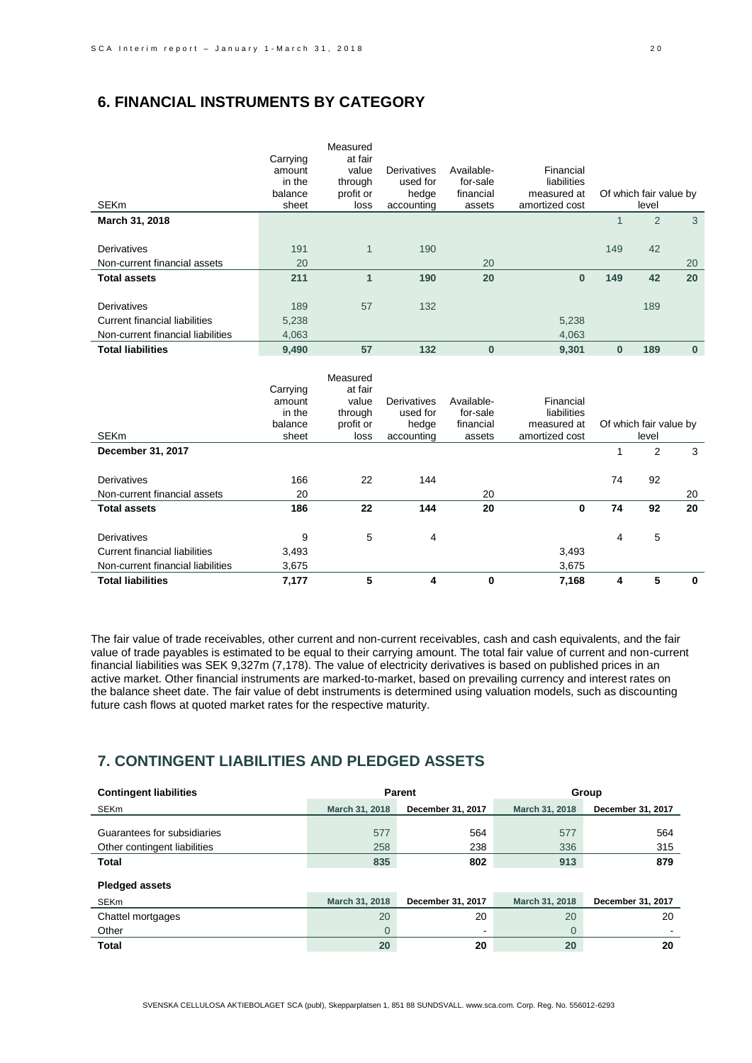## 6. FINANCIAL INSTRUMENTS BY CATEGORY

| SEKm | Carrying amount in the balance sheet | Measured at fair value through profit or loss | Derivatives used for hedge accounting | Available-for-sale financial assets | Financial liabilities measured at amortized cost | Of which fair value by level | | |
|---|---|---|---|---|---|---|---|---|
| **March 31, 2018** | | | | | | 1 | 2 | 3 |
| Derivatives | 191 | 1 | 190 | | | 149 | 42 | |
| Non-current financial assets | 20 | | | 20 | | | | 20 |
| **Total assets** | **211** | **1** | **190** | **20** | **0** | **149** | **42** | **20** |
| Derivatives | 189 | 57 | 132 | | | | 189 | |
| Current financial liabilities | 5,238 | | | | 5,238 | | | |
| Non-current financial liabilities | 4,063 | | | | 4,063 | | | |
| **Total liabilities** | **9,490** | **57** | **132** | **0** | **9,301** | **0** | **189** | **0** |

| SEKm | Carrying amount in the balance sheet | Measured at fair value through profit or loss | Derivatives used for hedge accounting | Available-for-sale financial assets | Financial liabilities measured at amortized cost | Of which fair value by level | | |
|---|---|---|---|---|---|---|---|---|
| **December 31, 2017** | | | | | | 1 | 2 | 3 |
| Derivatives | 166 | 22 | 144 | | | 74 | 92 | |
| Non-current financial assets | 20 | | | 20 | | | | 20 |
| **Total assets** | **186** | **22** | **144** | **20** | **0** | **74** | **92** | **20** |
| Derivatives | 9 | 5 | 4 | | | 4 | 5 | |
| Current financial liabilities | 3,493 | | | | 3,493 | | | |
| Non-current financial liabilities | 3,675 | | | | 3,675 | | | |
| **Total liabilities** | **7,177** | **5** | **4** | **0** | **7,168** | **4** | **5** | **0** |

The fair value of trade receivables, other current and non-current receivables, cash and cash equivalents, and the fair value of trade payables is estimated to be equal to their carrying amount. The total fair value of current and non-current financial liabilities was SEK 9,327m (7,178). The value of electricity derivatives is based on published prices in an active market. Other financial instruments are marked-to-market, based on prevailing currency and interest rates on the balance sheet date. The fair value of debt instruments is determined using valuation models, such as discounting future cash flows at quoted market rates for the respective maturity.

## 7. CONTINGENT LIABILITIES AND PLEDGED ASSETS

| **Contingent liabilities** | Parent | | Group | |
|---|---|---|---|---|
| SEKm | March 31, 2018 | December 31, 2017 | March 31, 2018 | December 31, 2017 |
| Guarantees for subsidiaries | 577 | 564 | 577 | 564 |
| Other contingent liabilities | 258 | 238 | 336 | 315 |
| **Total** | **835** | **802** | **913** | **879** |

| **Pledged assets** | | | | |
|---|---|---|---|---|
| SEKm | March 31, 2018 | December 31, 2017 | March 31, 2018 | December 31, 2017 |
| Chattel mortgages | 20 | 20 | 20 | 20 |
| Other | 0 | - | 0 | - |
| **Total** | **20** | **20** | **20** | **20** |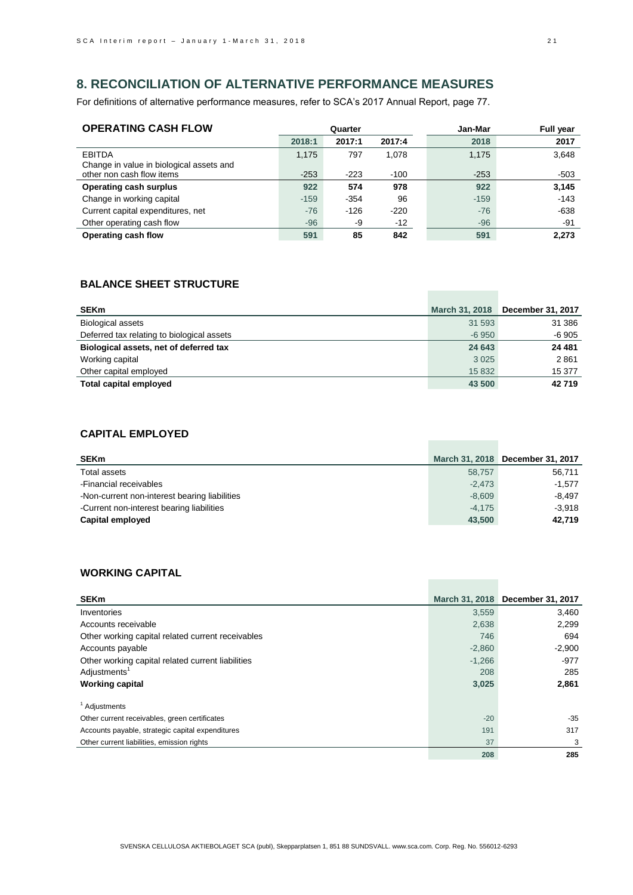## 8. RECONCILIATION OF ALTERNATIVE PERFORMANCE MEASURES

For definitions of alternative performance measures, refer to SCA's 2017 Annual Report, page 77.

### OPERATING CASH FLOW

| | Quarter | | | Jan-Mar | Full year |
|---|---|---|---|---|---|
| | 2018:1 | 2017:1 | 2017:4 | 2018 | 2017 |
| EBITDA | 1,175 | 797 | 1,078 | 1,175 | 3,648 |
| Change in value in biological assets and other non cash flow items | -253 | -223 | -100 | -253 | -503 |
| **Operating cash surplus** | **922** | **574** | **978** | **922** | **3,145** |
| Change in working capital | -159 | -354 | 96 | -159 | -143 |
| Current capital expenditures, net | -76 | -126 | -220 | -76 | -638 |
| Other operating cash flow | -96 | -9 | -12 | -96 | -91 |
| **Operating cash flow** | **591** | **85** | **842** | **591** | **2,273** |

### BALANCE SHEET STRUCTURE

| SEKm | March 31, 2018 | December 31, 2017 |
|---|---|---|
| Biological assets | 31 593 | 31 386 |
| Deferred tax relating to biological assets | -6 950 | -6 905 |
| **Biological assets, net of deferred tax** | **24 643** | **24 481** |
| Working capital | 3 025 | 2 861 |
| Other capital employed | 15 832 | 15 377 |
| **Total capital employed** | **43 500** | **42 719** |

### CAPITAL EMPLOYED

| SEKm | March 31, 2018 | December 31, 2017 |
|---|---|---|
| Total assets | 58,757 | 56,711 |
| -Financial receivables | -2,473 | -1,577 |
| -Non-current non-interest bearing liabilities | -8,609 | -8,497 |
| -Current non-interest bearing liabilities | -4,175 | -3,918 |
| **Capital employed** | **43,500** | **42,719** |

### WORKING CAPITAL

| SEKm | March 31, 2018 | December 31, 2017 |
|---|---|---|
| Inventories | 3,559 | 3,460 |
| Accounts receivable | 2,638 | 2,299 |
| Other working capital related current receivables | 746 | 694 |
| Accounts payable | -2,860 | -2,900 |
| Other working capital related current liabilities | -1,266 | -977 |
| Adjustments[1] | 208 | 285 |
| **Working capital** | **3,025** | **2,861** |

| [1] Adjustments | | |
|---|---|---|
| Other current receivables, green certificates | -20 | -35 |
| Accounts payable, strategic capital expenditures | 191 | 317 |
| Other current liabilities, emission rights | 37 | 3 |
| | **208** | **285** |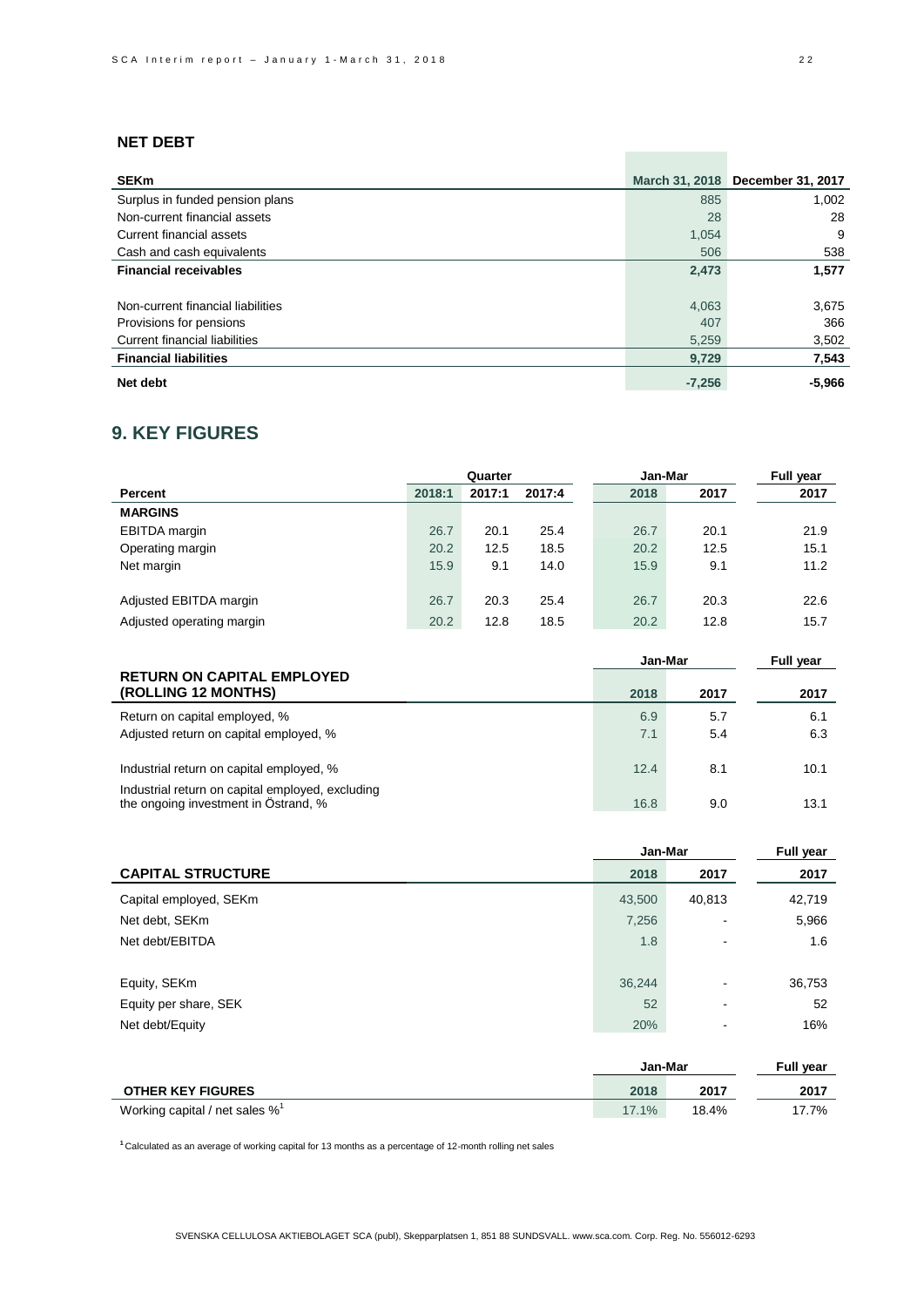## NET DEBT

| SEKm | March 31, 2018 | December 31, 2017 |
|---|---|---|
| Surplus in funded pension plans | 885 | 1,002 |
| Non-current financial assets | 28 | 28 |
| Current financial assets | 1,054 | 9 |
| Cash and cash equivalents | 506 | 538 |
| **Financial receivables** | **2,473** | **1,577** |
| | | |
| Non-current financial liabilities | 4,063 | 3,675 |
| Provisions for pensions | 407 | 366 |
| Current financial liabilities | 5,259 | 3,502 |
| **Financial liabilities** | **9,729** | **7,543** |
| **Net debt** | **-7,256** | **-5,966** |

## 9. KEY FIGURES

| | Quarter | | | Jan-Mar | | Full year |
|---|---|---|---|---|---|---|
| **Percent** | **2018:1** | **2017:1** | **2017:4** | **2018** | **2017** | **2017** |
| **MARGINS** | | | | | | |
| EBITDA margin | 26.7 | 20.1 | 25.4 | 26.7 | 20.1 | 21.9 |
| Operating margin | 20.2 | 12.5 | 18.5 | 20.2 | 12.5 | 15.1 |
| Net margin | 15.9 | 9.1 | 14.0 | 15.9 | 9.1 | 11.2 |
| | | | | | | |
| Adjusted EBITDA margin | 26.7 | 20.3 | 25.4 | 26.7 | 20.3 | 22.6 |
| Adjusted operating margin | 20.2 | 12.8 | 18.5 | 20.2 | 12.8 | 15.7 |

| | Jan-Mar | | Full year |
|---|---|---|---|
| **RETURN ON CAPITAL EMPLOYED (ROLLING 12 MONTHS)** | **2018** | **2017** | **2017** |
| Return on capital employed, % | 6.9 | 5.7 | 6.1 |
| Adjusted return on capital employed, % | 7.1 | 5.4 | 6.3 |
| | | | |
| Industrial return on capital employed, % | 12.4 | 8.1 | 10.1 |
| Industrial return on capital employed, excluding the ongoing investment in Östrand, % | 16.8 | 9.0 | 13.1 |

| | Jan-Mar | | Full year |
|---|---|---|---|
| **CAPITAL STRUCTURE** | **2018** | **2017** | **2017** |
| Capital employed, SEKm | 43,500 | 40,813 | 42,719 |
| Net debt, SEKm | 7,256 | - | 5,966 |
| Net debt/EBITDA | 1.8 | - | 1.6 |
| | | | |
| Equity, SEKm | 36,244 | - | 36,753 |
| Equity per share, SEK | 52 | - | 52 |
| Net debt/Equity | 20% | - | 16% |

| | Jan-Mar | | Full year |
|---|---|---|---|
| **OTHER KEY FIGURES** | **2018** | **2017** | **2017** |
| Working capital / net sales %[1] | 17.1% | 18.4% | 17.7% |

[1] Calculated as an average of working capital for 13 months as a percentage of 12-month rolling net sales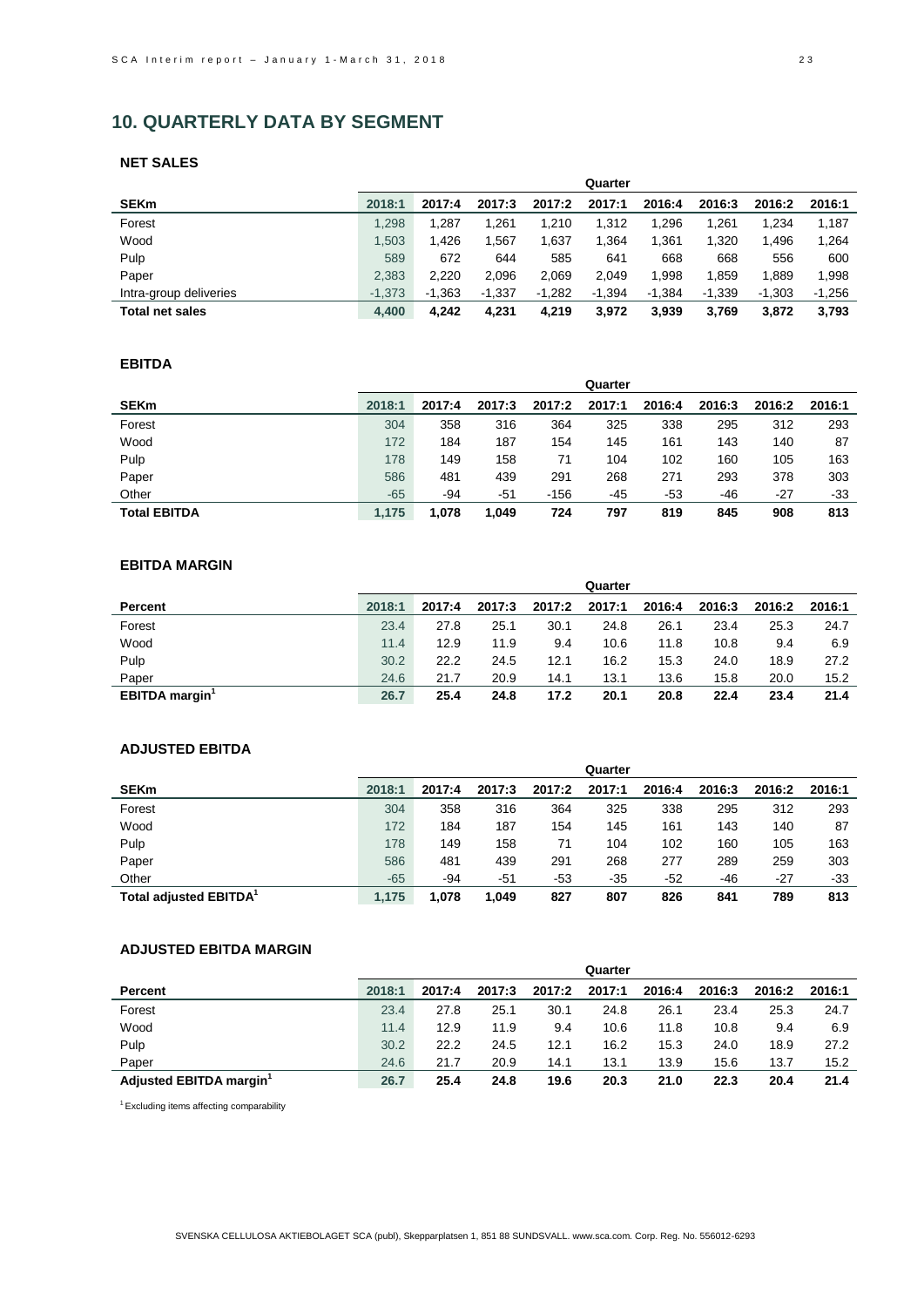## 10. QUARTERLY DATA BY SEGMENT

### NET SALES

| | Quarter | | | | | | | | |
|---|---|---|---|---|---|---|---|---|---|
| **SEKm** | **2018:1** | **2017:4** | **2017:3** | **2017:2** | **2017:1** | **2016:4** | **2016:3** | **2016:2** | **2016:1** |
| Forest | 1,298 | 1,287 | 1,261 | 1,210 | 1,312 | 1,296 | 1,261 | 1,234 | 1,187 |
| Wood | 1,503 | 1,426 | 1,567 | 1,637 | 1,364 | 1,361 | 1,320 | 1,496 | 1,264 |
| Pulp | 589 | 672 | 644 | 585 | 641 | 668 | 668 | 556 | 600 |
| Paper | 2,383 | 2,220 | 2,096 | 2,069 | 2,049 | 1,998 | 1,859 | 1,889 | 1,998 |
| Intra-group deliveries | -1,373 | -1,363 | -1,337 | -1,282 | -1,394 | -1,384 | -1,339 | -1,303 | -1,256 |
| **Total net sales** | **4,400** | **4,242** | **4,231** | **4,219** | **3,972** | **3,939** | **3,769** | **3,872** | **3,793** |

### EBITDA

| | Quarter | | | | | | | | |
|---|---|---|---|---|---|---|---|---|---|
| **SEKm** | **2018:1** | **2017:4** | **2017:3** | **2017:2** | **2017:1** | **2016:4** | **2016:3** | **2016:2** | **2016:1** |
| Forest | 304 | 358 | 316 | 364 | 325 | 338 | 295 | 312 | 293 |
| Wood | 172 | 184 | 187 | 154 | 145 | 161 | 143 | 140 | 87 |
| Pulp | 178 | 149 | 158 | 71 | 104 | 102 | 160 | 105 | 163 |
| Paper | 586 | 481 | 439 | 291 | 268 | 271 | 293 | 378 | 303 |
| Other | -65 | -94 | -51 | -156 | -45 | -53 | -46 | -27 | -33 |
| **Total EBITDA** | **1,175** | **1,078** | **1,049** | **724** | **797** | **819** | **845** | **908** | **813** |

### EBITDA MARGIN

| | Quarter | | | | | | | | |
|---|---|---|---|---|---|---|---|---|---|
| **Percent** | **2018:1** | **2017:4** | **2017:3** | **2017:2** | **2017:1** | **2016:4** | **2016:3** | **2016:2** | **2016:1** |
| Forest | 23.4 | 27.8 | 25.1 | 30.1 | 24.8 | 26.1 | 23.4 | 25.3 | 24.7 |
| Wood | 11.4 | 12.9 | 11.9 | 9.4 | 10.6 | 11.8 | 10.8 | 9.4 | 6.9 |
| Pulp | 30.2 | 22.2 | 24.5 | 12.1 | 16.2 | 15.3 | 24.0 | 18.9 | 27.2 |
| Paper | 24.6 | 21.7 | 20.9 | 14.1 | 13.1 | 13.6 | 15.8 | 20.0 | 15.2 |
| **EBITDA margin[1]** | **26.7** | **25.4** | **24.8** | **17.2** | **20.1** | **20.8** | **22.4** | **23.4** | **21.4** |

### ADJUSTED EBITDA

| | Quarter | | | | | | | | |
|---|---|---|---|---|---|---|---|---|---|
| **SEKm** | **2018:1** | **2017:4** | **2017:3** | **2017:2** | **2017:1** | **2016:4** | **2016:3** | **2016:2** | **2016:1** |
| Forest | 304 | 358 | 316 | 364 | 325 | 338 | 295 | 312 | 293 |
| Wood | 172 | 184 | 187 | 154 | 145 | 161 | 143 | 140 | 87 |
| Pulp | 178 | 149 | 158 | 71 | 104 | 102 | 160 | 105 | 163 |
| Paper | 586 | 481 | 439 | 291 | 268 | 277 | 289 | 259 | 303 |
| Other | -65 | -94 | -51 | -53 | -35 | -52 | -46 | -27 | -33 |
| **Total adjusted EBITDA[1]** | **1,175** | **1,078** | **1,049** | **827** | **807** | **826** | **841** | **789** | **813** |

### ADJUSTED EBITDA MARGIN

| | Quarter | | | | | | | | |
|---|---|---|---|---|---|---|---|---|---|
| **Percent** | **2018:1** | **2017:4** | **2017:3** | **2017:2** | **2017:1** | **2016:4** | **2016:3** | **2016:2** | **2016:1** |
| Forest | 23.4 | 27.8 | 25.1 | 30.1 | 24.8 | 26.1 | 23.4 | 25.3 | 24.7 |
| Wood | 11.4 | 12.9 | 11.9 | 9.4 | 10.6 | 11.8 | 10.8 | 9.4 | 6.9 |
| Pulp | 30.2 | 22.2 | 24.5 | 12.1 | 16.2 | 15.3 | 24.0 | 18.9 | 27.2 |
| Paper | 24.6 | 21.7 | 20.9 | 14.1 | 13.1 | 13.9 | 15.6 | 13.7 | 15.2 |
| **Adjusted EBITDA margin[1]** | **26.7** | **25.4** | **24.8** | **19.6** | **20.3** | **21.0** | **22.3** | **20.4** | **21.4** |

[1] Excluding items affecting comparability